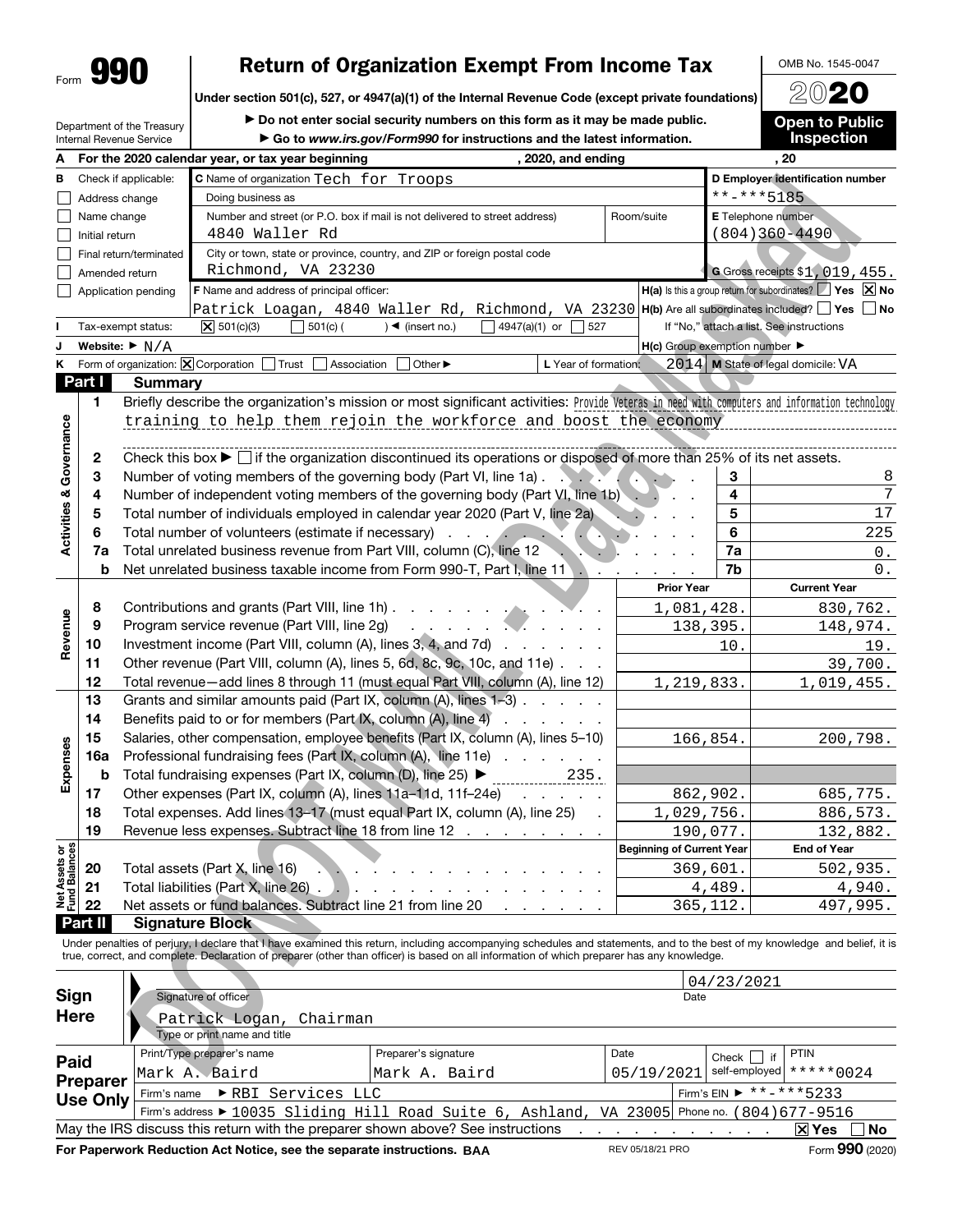Form **990**

# Return of Organization Exempt From Income Tax

OMB No. 1545-0047

**2020**

Under section 501(c), 527, or 4947(a)(1) of the Internal Revenue Code (except private foundations)

▶ Do not enter social security numbers on this form as it may be made public.

▶ Go to *www.irs.gov/Form990* for instructions and the latest information.

Department of the Treasury
Internal Revenue Service

**Open to Public Inspection**

**A** For the 2020 calendar year, or tax year beginning , 2020, and ending , 20

| | | |
|---|---|---|
| **B** Check if applicable: ☐ Address change ☐ Name change ☐ Initial return ☐ Final return/terminated ☐ Amended return ☐ Application pending | **C** Name of organization Tech for Troops<br>Doing business as<br>Number and street (or P.O. box if mail is not delivered to street address): 4840 Waller Rd — Room/suite<br>City or town, state or province, country, and ZIP or foreign postal code: Richmond, VA 23230 | **D** Employer identification number: \*\*-\*\*\*5185<br>**E** Telephone number: (804)360-4490<br>**G** Gross receipts $1,019,455. |
| | **F** Name and address of principal officer: Patrick Loagan, 4840 Waller Rd, Richmond, VA 23230 | **H(a)** Is this a group return for subordinates? ☐ Yes ☒ No<br>**H(b)** Are all subordinates included? ☐ Yes ☐ No<br>If "No," attach a list. See instructions |
| **I** Tax-exempt status: ☒ 501(c)(3) ☐ 501(c) ( ) ◀ (insert no.) ☐ 4947(a)(1) or ☐ 527 | | |
| **J** Website: ▶ N/A | | **H(c)** Group exemption number ▶ |
| **K** Form of organization: ☒ Corporation ☐ Trust ☐ Association ☐ Other ▶ | **L** Year of formation: 2014 | **M** State of legal domicile: VA |

## Part I Summary

**Activities & Governance**

1. Briefly describe the organization's mission or most significant activities: Provide Veteras in need with computers and information technology training to help them rejoin the workforce and boost the economy
2. Check this box ▶ ☐ if the organization discontinued its operations or disposed of more than 25% of its net assets.

| | | | |
|---|---|---|---|
| 3 | Number of voting members of the governing body (Part VI, line 1a) | 3 | 8 |
| 4 | Number of independent voting members of the governing body (Part VI, line 1b) | 4 | 7 |
| 5 | Total number of individuals employed in calendar year 2020 (Part V, line 2a) | 5 | 17 |
| 6 | Total number of volunteers (estimate if necessary) | 6 | 225 |
| 7a | Total unrelated business revenue from Part VIII, column (C), line 12 | 7a | 0. |
| b | Net unrelated business taxable income from Form 990-T, Part I, line 11 | 7b | 0. |

| | | | Prior Year | Current Year |
|---|---|---|---|---|
| **Revenue** | 8 | Contributions and grants (Part VIII, line 1h) | 1,081,428. | 830,762. |
| | 9 | Program service revenue (Part VIII, line 2g) | 138,395. | 148,974. |
| | 10 | Investment income (Part VIII, column (A), lines 3, 4, and 7d) | 10. | 19. |
| | 11 | Other revenue (Part VIII, column (A), lines 5, 6d, 8c, 9c, 10c, and 11e) | | 39,700. |
| | 12 | Total revenue—add lines 8 through 11 (must equal Part VIII, column (A), line 12) | 1,219,833. | 1,019,455. |
| **Expenses** | 13 | Grants and similar amounts paid (Part IX, column (A), lines 1–3) | | |
| | 14 | Benefits paid to or for members (Part IX, column (A), line 4) | | |
| | 15 | Salaries, other compensation, employee benefits (Part IX, column (A), lines 5–10) | 166,854. | 200,798. |
| | 16a | Professional fundraising fees (Part IX, column (A), line 11e) | | |
| | b | Total fundraising expenses (Part IX, column (D), line 25) ▶ 235. | | |
| | 17 | Other expenses (Part IX, column (A), lines 11a–11d, 11f–24e) | 862,902. | 685,775. |
| | 18 | Total expenses. Add lines 13–17 (must equal Part IX, column (A), line 25) | 1,029,756. | 886,573. |
| | 19 | Revenue less expenses. Subtract line 18 from line 12 | 190,077. | 132,882. |

| | | | Beginning of Current Year | End of Year |
|---|---|---|---|---|
| **Net Assets or Fund Balances** | 20 | Total assets (Part X, line 16) | 369,601. | 502,935. |
| | 21 | Total liabilities (Part X, line 26) | 4,489. | 4,940. |
| | 22 | Net assets or fund balances. Subtract line 21 from line 20 | 365,112. | 497,995. |

## Part II Signature Block

Under penalties of perjury, I declare that I have examined this return, including accompanying schedules and statements, and to the best of my knowledge and belief, it is true, correct, and complete. Declaration of preparer (other than officer) is based on all information of which preparer has any knowledge.

**Sign Here**

Signature of officer — Date: 04/23/2021

Patrick Logan, Chairman
Type or print name and title

**Paid Preparer Use Only**

| Print/Type preparer's name | Preparer's signature | Date | Check ☐ if self-employed | PTIN |
|---|---|---|---|---|
| Mark A. Baird | Mark A. Baird | 05/19/2021 | | \*\*\*\*\*0024 |

Firm's name ▶ RBI Services LLC — Firm's EIN ▶ \*\*-\*\*\*5233

Firm's address ▶ 10035 Sliding Hill Road Suite 6, Ashland, VA 23005 — Phone no. (804)677-9516

May the IRS discuss this return with the preparer shown above? See instructions ☒ Yes ☐ No

**For Paperwork Reduction Act Notice, see the separate instructions.** BAA REV 05/18/21 PRO Form **990** (2020)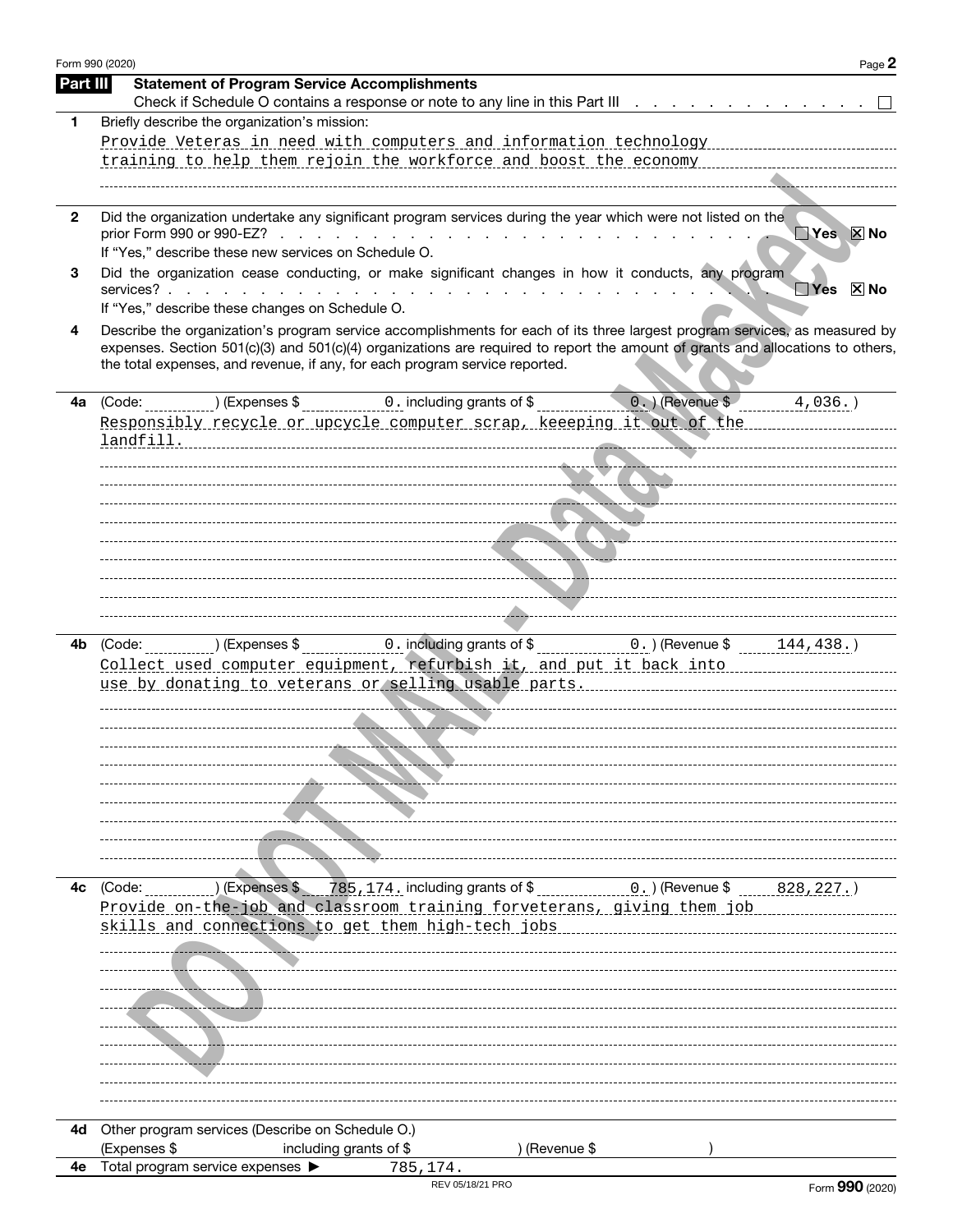Form 990 (2020)

## Part III Statement of Program Service Accomplishments

Check if Schedule O contains a response or note to any line in this Part III . . . . . . . . . . . . . ☐

**1** Briefly describe the organization's mission:

Provide Veteras in need with computers and information technology training to help them rejoin the workforce and boost the economy

**2** Did the organization undertake any significant program services during the year which were not listed on the prior Form 990 or 990-EZ? . . . . . . . . . . . . . . . . . . . . . . . . ☐ Yes ☒ No

If "Yes," describe these new services on Schedule O.

**3** Did the organization cease conducting, or make significant changes in how it conducts, any program services? . . . . . . . . . . . . . . . . . . . . . . . . . . . . . . . ☐ Yes ☒ No

If "Yes," describe these changes on Schedule O.

**4** Describe the organization's program service accomplishments for each of its three largest program services, as measured by expenses. Section 501(c)(3) and 501(c)(4) organizations are required to report the amount of grants and allocations to others, the total expenses, and revenue, if any, for each program service reported.

**4a** (Code: ) (Expenses $ 0. including grants of $ 0. ) (Revenue $ 4,036. )

Responsibly recycle or upcycle computer scrap, keeeping it out of the landfill.

**4b** (Code: ) (Expenses $ 0. including grants of $ 0. ) (Revenue $ 144,438. )

Collect used computer equipment, refurbish it, and put it back into use by donating to veterans or selling usable parts.

**4c** (Code: ) (Expenses $ 785,174. including grants of $ 0. ) (Revenue $ 828,227. )

Provide on-the-job and classroom training forveterans, giving them job skills and connections to get them high-tech jobs

**4d** Other program services (Describe on Schedule O.)

(Expenses $ including grants of $ ) (Revenue $ )

**4e** Total program service expenses ▶ 785,174.

REV 05/18/21 PRO

Form **990** (2020)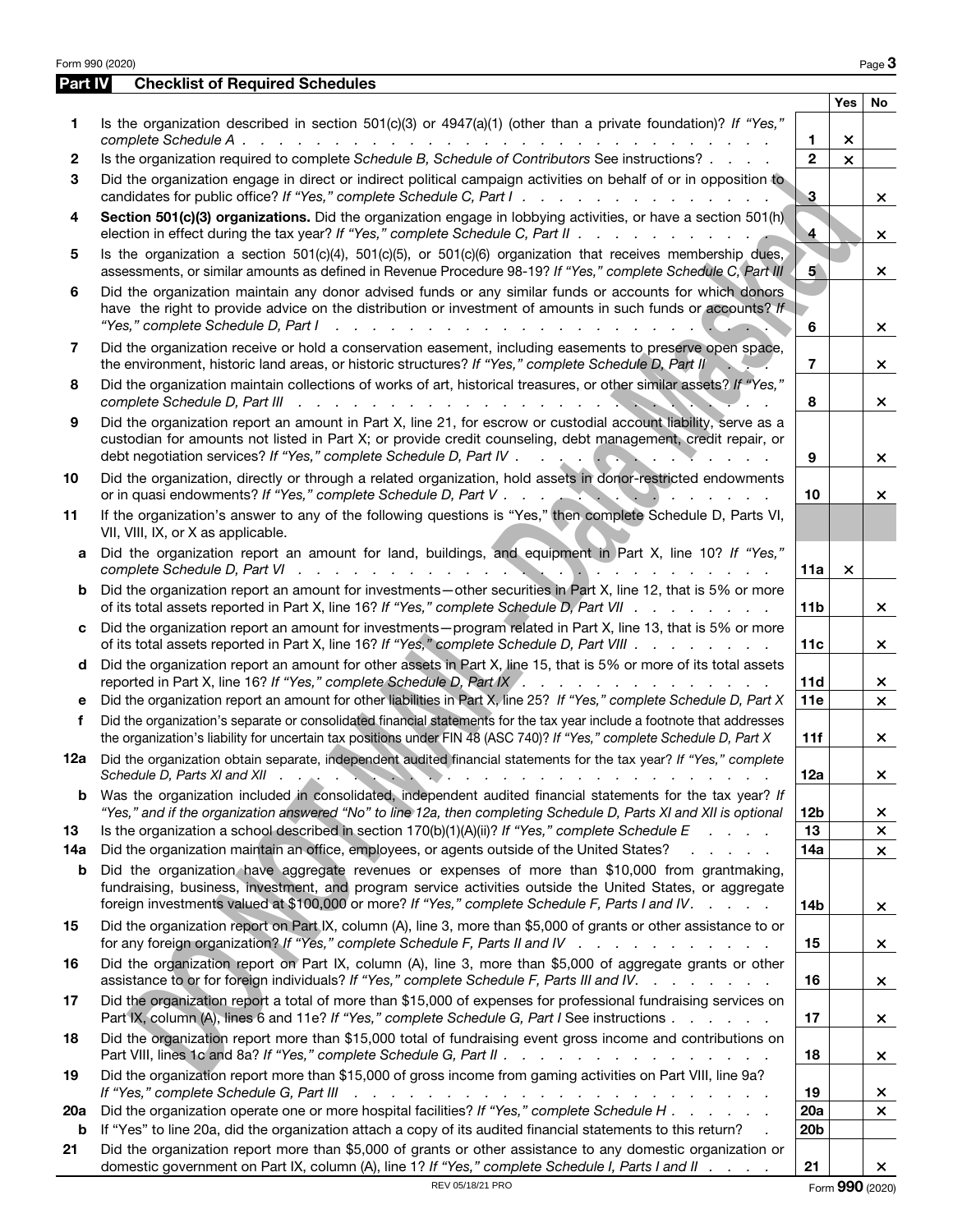## Part IV Checklist of Required Schedules

| | | | Yes | No |
|---|---|---|---|---|
| **1** | Is the organization described in section 501(c)(3) or 4947(a)(1) (other than a private foundation)? *If "Yes," complete Schedule A* | 1 | × | |
| **2** | Is the organization required to complete *Schedule B, Schedule of Contributors* See instructions? | 2 | × | |
| **3** | Did the organization engage in direct or indirect political campaign activities on behalf of or in opposition to candidates for public office? *If "Yes," complete Schedule C, Part I* | 3 | | × |
| **4** | **Section 501(c)(3) organizations.** Did the organization engage in lobbying activities, or have a section 501(h) election in effect during the tax year? *If "Yes," complete Schedule C, Part II* | 4 | | × |
| **5** | Is the organization a section 501(c)(4), 501(c)(5), or 501(c)(6) organization that receives membership dues, assessments, or similar amounts as defined in Revenue Procedure 98-19? *If "Yes," complete Schedule C, Part III* | 5 | | × |
| **6** | Did the organization maintain any donor advised funds or any similar funds or accounts for which donors have the right to provide advice on the distribution or investment of amounts in such funds or accounts? *If "Yes," complete Schedule D, Part I* | 6 | | × |
| **7** | Did the organization receive or hold a conservation easement, including easements to preserve open space, the environment, historic land areas, or historic structures? *If "Yes," complete Schedule D, Part II* | 7 | | × |
| **8** | Did the organization maintain collections of works of art, historical treasures, or other similar assets? *If "Yes," complete Schedule D, Part III* | 8 | | × |
| **9** | Did the organization report an amount in Part X, line 21, for escrow or custodial account liability, serve as a custodian for amounts not listed in Part X; or provide credit counseling, debt management, credit repair, or debt negotiation services? *If "Yes," complete Schedule D, Part IV* | 9 | | × |
| **10** | Did the organization, directly or through a related organization, hold assets in donor-restricted endowments or in quasi endowments? *If "Yes," complete Schedule D, Part V* | 10 | | × |
| **11** | If the organization's answer to any of the following questions is "Yes," then complete Schedule D, Parts VI, VII, VIII, IX, or X as applicable. | | | |
| **a** | Did the organization report an amount for land, buildings, and equipment in Part X, line 10? *If "Yes," complete Schedule D, Part VI* | 11a | × | |
| **b** | Did the organization report an amount for investments—other securities in Part X, line 12, that is 5% or more of its total assets reported in Part X, line 16? *If "Yes," complete Schedule D, Part VII* | 11b | | × |
| **c** | Did the organization report an amount for investments—program related in Part X, line 13, that is 5% or more of its total assets reported in Part X, line 16? *If "Yes," complete Schedule D, Part VIII* | 11c | | × |
| **d** | Did the organization report an amount for other assets in Part X, line 15, that is 5% or more of its total assets reported in Part X, line 16? *If "Yes," complete Schedule D, Part IX* | 11d | | × |
| **e** | Did the organization report an amount for other liabilities in Part X, line 25? *If "Yes," complete Schedule D, Part X* | 11e | | × |
| **f** | Did the organization's separate or consolidated financial statements for the tax year include a footnote that addresses the organization's liability for uncertain tax positions under FIN 48 (ASC 740)? *If "Yes," complete Schedule D, Part X* | 11f | | × |
| **12a** | Did the organization obtain separate, independent audited financial statements for the tax year? *If "Yes," complete Schedule D, Parts XI and XII* | 12a | | × |
| **b** | Was the organization included in consolidated, independent audited financial statements for the tax year? *If "Yes," and if the organization answered "No" to line 12a, then completing Schedule D, Parts XI and XII is optional* | 12b | | × |
| **13** | Is the organization a school described in section 170(b)(1)(A)(ii)? *If "Yes," complete Schedule E* | 13 | | × |
| **14a** | Did the organization maintain an office, employees, or agents outside of the United States? | 14a | | × |
| **b** | Did the organization have aggregate revenues or expenses of more than $10,000 from grantmaking, fundraising, business, investment, and program service activities outside the United States, or aggregate foreign investments valued at $100,000 or more? *If "Yes," complete Schedule F, Parts I and IV.* | 14b | | × |
| **15** | Did the organization report on Part IX, column (A), line 3, more than $5,000 of grants or other assistance to or for any foreign organization? *If "Yes," complete Schedule F, Parts II and IV* | 15 | | × |
| **16** | Did the organization report on Part IX, column (A), line 3, more than $5,000 of aggregate grants or other assistance to or for foreign individuals? *If "Yes," complete Schedule F, Parts III and IV.* | 16 | | × |
| **17** | Did the organization report a total of more than $15,000 of expenses for professional fundraising services on Part IX, column (A), lines 6 and 11e? *If "Yes," complete Schedule G, Part I* See instructions | 17 | | × |
| **18** | Did the organization report more than $15,000 total of fundraising event gross income and contributions on Part VIII, lines 1c and 8a? *If "Yes," complete Schedule G, Part II* | 18 | | × |
| **19** | Did the organization report more than $15,000 of gross income from gaming activities on Part VIII, line 9a? *If "Yes," complete Schedule G, Part III* | 19 | | × |
| **20a** | Did the organization operate one or more hospital facilities? *If "Yes," complete Schedule H* | 20a | | × |
| **b** | If "Yes" to line 20a, did the organization attach a copy of its audited financial statements to this return? | 20b | | |
| **21** | Did the organization report more than $5,000 of grants or other assistance to any domestic organization or domestic government on Part IX, column (A), line 1? *If "Yes," complete Schedule I, Parts I and II* | 21 | | × |

REV 05/18/21 PRO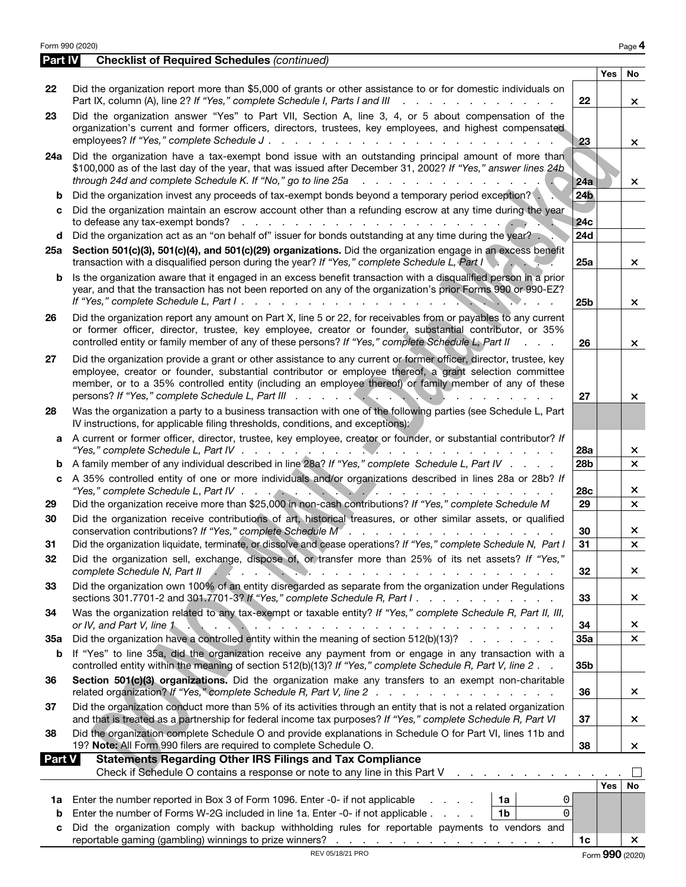## Part IV Checklist of Required Schedules *(continued)*

| | | | Yes | No |
|---|---|---|---|---|
| 22 | Did the organization report more than $5,000 of grants or other assistance to or for domestic individuals on Part IX, column (A), line 2? *If "Yes," complete Schedule I, Parts I and III* | 22 | | × |
| 23 | Did the organization answer "Yes" to Part VII, Section A, line 3, 4, or 5 about compensation of the organization's current and former officers, directors, trustees, key employees, and highest compensated employees? *If "Yes," complete Schedule J* | 23 | | × |
| 24a | Did the organization have a tax-exempt bond issue with an outstanding principal amount of more than $100,000 as of the last day of the year, that was issued after December 31, 2002? *If "Yes," answer lines 24b through 24d and complete Schedule K. If "No," go to line 25a* | 24a | | × |
| b | Did the organization invest any proceeds of tax-exempt bonds beyond a temporary period exception? | 24b | | |
| c | Did the organization maintain an escrow account other than a refunding escrow at any time during the year to defease any tax-exempt bonds? | 24c | | |
| d | Did the organization act as an "on behalf of" issuer for bonds outstanding at any time during the year? | 24d | | |
| 25a | **Section 501(c)(3), 501(c)(4), and 501(c)(29) organizations.** Did the organization engage in an excess benefit transaction with a disqualified person during the year? *If "Yes," complete Schedule L, Part I* | 25a | | × |
| b | Is the organization aware that it engaged in an excess benefit transaction with a disqualified person in a prior year, and that the transaction has not been reported on any of the organization's prior Forms 990 or 990-EZ? *If "Yes," complete Schedule L, Part I* | 25b | | × |
| 26 | Did the organization report any amount on Part X, line 5 or 22, for receivables from or payables to any current or former officer, director, trustee, key employee, creator or founder, substantial contributor, or 35% controlled entity or family member of any of these persons? *If "Yes," complete Schedule L, Part II* | 26 | | × |
| 27 | Did the organization provide a grant or other assistance to any current or former officer, director, trustee, key employee, creator or founder, substantial contributor or employee thereof, a grant selection committee member, or to a 35% controlled entity (including an employee thereof) or family member of any of these persons? *If "Yes," complete Schedule L, Part III* | 27 | | × |
| 28 | Was the organization a party to a business transaction with one of the following parties (see Schedule L, Part IV instructions, for applicable filing thresholds, conditions, and exceptions): | | | |
| a | A current or former officer, director, trustee, key employee, creator or founder, or substantial contributor? *If "Yes," complete Schedule L, Part IV* | 28a | | × |
| b | A family member of any individual described in line 28a? *If "Yes," complete Schedule L, Part IV* | 28b | | × |
| c | A 35% controlled entity of one or more individuals and/or organizations described in lines 28a or 28b? *If "Yes," complete Schedule L, Part IV* | 28c | | × |
| 29 | Did the organization receive more than $25,000 in non-cash contributions? *If "Yes," complete Schedule M* | 29 | | × |
| 30 | Did the organization receive contributions of art, historical treasures, or other similar assets, or qualified conservation contributions? *If "Yes," complete Schedule M* | 30 | | × |
| 31 | Did the organization liquidate, terminate, or dissolve and cease operations? *If "Yes," complete Schedule N, Part I* | 31 | | × |
| 32 | Did the organization sell, exchange, dispose of, or transfer more than 25% of its net assets? *If "Yes," complete Schedule N, Part II* | 32 | | × |
| 33 | Did the organization own 100% of an entity disregarded as separate from the organization under Regulations sections 301.7701-2 and 301.7701-3? *If "Yes," complete Schedule R, Part I* | 33 | | × |
| 34 | Was the organization related to any tax-exempt or taxable entity? *If "Yes," complete Schedule R, Part II, III, or IV, and Part V, line 1* | 34 | | × |
| 35a | Did the organization have a controlled entity within the meaning of section 512(b)(13)? | 35a | | × |
| b | If "Yes" to line 35a, did the organization receive any payment from or engage in any transaction with a controlled entity within the meaning of section 512(b)(13)? *If "Yes," complete Schedule R, Part V, line 2* | 35b | | |
| 36 | **Section 501(c)(3) organizations.** Did the organization make any transfers to an exempt non-charitable related organization? *If "Yes," complete Schedule R, Part V, line 2* | 36 | | × |
| 37 | Did the organization conduct more than 5% of its activities through an entity that is not a related organization and that is treated as a partnership for federal income tax purposes? *If "Yes," complete Schedule R, Part VI* | 37 | | × |
| 38 | Did the organization complete Schedule O and provide explanations in Schedule O for Part VI, lines 11b and 19? **Note:** All Form 990 filers are required to complete Schedule O. | 38 | | × |

## Part V Statements Regarding Other IRS Filings and Tax Compliance

Check if Schedule O contains a response or note to any line in this Part V ☐

| | | | | | Yes | No |
|---|---|---|---|---|---|---|
| 1a | Enter the number reported in Box 3 of Form 1096. Enter -0- if not applicable | 1a | 0 | | | |
| b | Enter the number of Forms W-2G included in line 1a. Enter -0- if not applicable | 1b | 0 | | | |
| c | Did the organization comply with backup withholding rules for reportable payments to vendors and reportable gaming (gambling) winnings to prize winners? | | | 1c | | × |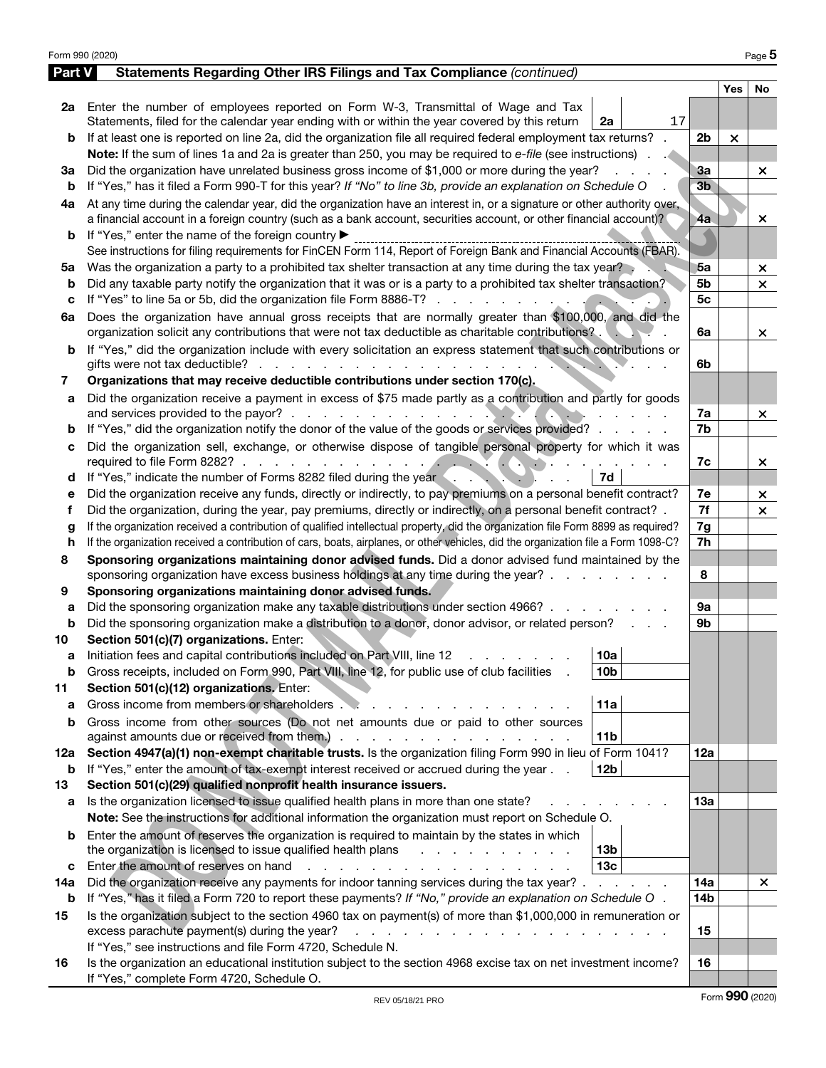## Part V Statements Regarding Other IRS Filings and Tax Compliance *(continued)*

| | | | | Yes | No |
|---|---|---|---|---|---|
| **2a** | Enter the number of employees reported on Form W-3, Transmittal of Wage and Tax Statements, filed for the calendar year ending with or within the year covered by this return | 2a 17 | | | |
| **b** | If at least one is reported on line 2a, did the organization file all required federal employment tax returns? | | 2b | × | |
| | **Note:** If the sum of lines 1a and 2a is greater than 250, you may be required to *e-file* (see instructions) | | | | |
| **3a** | Did the organization have unrelated business gross income of $1,000 or more during the year? | | 3a | | × |
| **b** | If "Yes," has it filed a Form 990-T for this year? *If "No" to line 3b, provide an explanation on Schedule O* | | 3b | | |
| **4a** | At any time during the calendar year, did the organization have an interest in, or a signature or other authority over, a financial account in a foreign country (such as a bank account, securities account, or other financial account)? | | 4a | | × |
| **b** | If "Yes," enter the name of the foreign country ▶ | | | | |
| | See instructions for filing requirements for FinCEN Form 114, Report of Foreign Bank and Financial Accounts (FBAR). | | | | |
| **5a** | Was the organization a party to a prohibited tax shelter transaction at any time during the tax year? | | 5a | | × |
| **b** | Did any taxable party notify the organization that it was or is a party to a prohibited tax shelter transaction? | | 5b | | × |
| **c** | If "Yes" to line 5a or 5b, did the organization file Form 8886-T? | | 5c | | |
| **6a** | Does the organization have annual gross receipts that are normally greater than $100,000, and did the organization solicit any contributions that were not tax deductible as charitable contributions? | | 6a | | × |
| **b** | If "Yes," did the organization include with every solicitation an express statement that such contributions or gifts were not tax deductible? | | 6b | | |
| **7** | **Organizations that may receive deductible contributions under section 170(c).** | | | | |
| **a** | Did the organization receive a payment in excess of $75 made partly as a contribution and partly for goods and services provided to the payor? | | 7a | | × |
| **b** | If "Yes," did the organization notify the donor of the value of the goods or services provided? | | 7b | | |
| **c** | Did the organization sell, exchange, or otherwise dispose of tangible personal property for which it was required to file Form 8282? | | 7c | | × |
| **d** | If "Yes," indicate the number of Forms 8282 filed during the year | 7d | | | |
| **e** | Did the organization receive any funds, directly or indirectly, to pay premiums on a personal benefit contract? | | 7e | | × |
| **f** | Did the organization, during the year, pay premiums, directly or indirectly, on a personal benefit contract? | | 7f | | × |
| **g** | If the organization received a contribution of qualified intellectual property, did the organization file Form 8899 as required? | | 7g | | |
| **h** | If the organization received a contribution of cars, boats, airplanes, or other vehicles, did the organization file a Form 1098-C? | | 7h | | |
| **8** | **Sponsoring organizations maintaining donor advised funds.** Did a donor advised fund maintained by the sponsoring organization have excess business holdings at any time during the year? | | 8 | | |
| **9** | **Sponsoring organizations maintaining donor advised funds.** | | | | |
| **a** | Did the sponsoring organization make any taxable distributions under section 4966? | | 9a | | |
| **b** | Did the sponsoring organization make a distribution to a donor, donor advisor, or related person? | | 9b | | |
| **10** | **Section 501(c)(7) organizations.** Enter: | | | | |
| **a** | Initiation fees and capital contributions included on Part VIII, line 12 | 10a | | | |
| **b** | Gross receipts, included on Form 990, Part VIII, line 12, for public use of club facilities | 10b | | | |
| **11** | **Section 501(c)(12) organizations.** Enter: | | | | |
| **a** | Gross income from members or shareholders | 11a | | | |
| **b** | Gross income from other sources (Do not net amounts due or paid to other sources against amounts due or received from them.) | 11b | | | |
| **12a** | **Section 4947(a)(1) non-exempt charitable trusts.** Is the organization filing Form 990 in lieu of Form 1041? | | 12a | | |
| **b** | If "Yes," enter the amount of tax-exempt interest received or accrued during the year | 12b | | | |
| **13** | **Section 501(c)(29) qualified nonprofit health insurance issuers.** | | | | |
| **a** | Is the organization licensed to issue qualified health plans in more than one state? | | 13a | | |
| | **Note:** See the instructions for additional information the organization must report on Schedule O. | | | | |
| **b** | Enter the amount of reserves the organization is required to maintain by the states in which the organization is licensed to issue qualified health plans | 13b | | | |
| **c** | Enter the amount of reserves on hand | 13c | | | |
| **14a** | Did the organization receive any payments for indoor tanning services during the tax year? | | 14a | | × |
| **b** | If "Yes," has it filed a Form 720 to report these payments? *If "No," provide an explanation on Schedule O* | | 14b | | |
| **15** | Is the organization subject to the section 4960 tax on payment(s) of more than $1,000,000 in remuneration or excess parachute payment(s) during the year? | | 15 | | |
| | If "Yes," see instructions and file Form 4720, Schedule N. | | | | |
| **16** | Is the organization an educational institution subject to the section 4968 excise tax on net investment income? | | 16 | | |
| | If "Yes," complete Form 4720, Schedule O. | | | | |

REV 05/18/21 PRO

Form **990** (2020)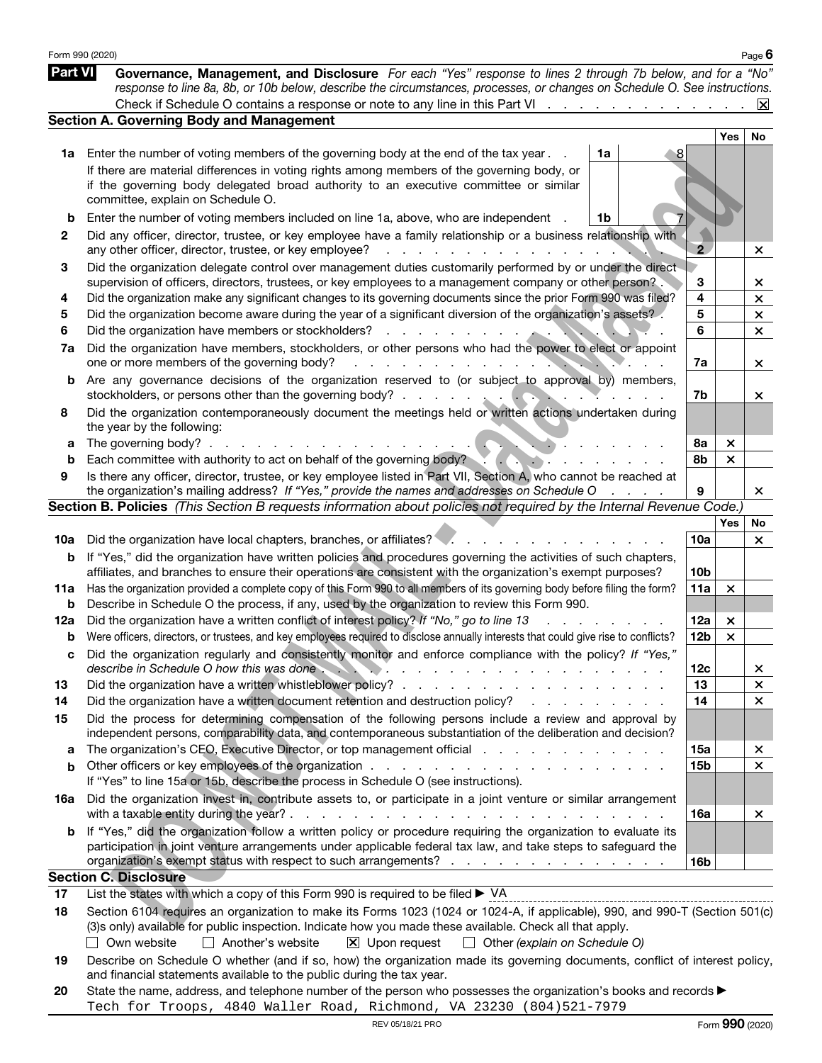## Part VI Governance, Management, and Disclosure

*For each "Yes" response to lines 2 through 7b below, and for a "No" response to line 8a, 8b, or 10b below, describe the circumstances, processes, or changes on Schedule O. See instructions.*

Check if Schedule O contains a response or note to any line in this Part VI . . . . . . . . . . . . . . ☒

### Section A. Governing Body and Management

| | | | | Yes | No |
|---|---|---|---|---|---|
| **1a** | Enter the number of voting members of the governing body at the end of the tax year . . **1a** 8. If there are material differences in voting rights among members of the governing body, or if the governing body delegated broad authority to an executive committee or similar committee, explain on Schedule O. | | | | |
| **b** | Enter the number of voting members included on line 1a, above, who are independent . **1b** 7 | | | | |
| **2** | Did any officer, director, trustee, or key employee have a family relationship or a business relationship with any other officer, director, trustee, or key employee? | **2** | | | × |
| **3** | Did the organization delegate control over management duties customarily performed by or under the direct supervision of officers, directors, trustees, or key employees to a management company or other person? | **3** | | | × |
| **4** | Did the organization make any significant changes to its governing documents since the prior Form 990 was filed? | **4** | | | × |
| **5** | Did the organization become aware during the year of a significant diversion of the organization's assets? | **5** | | | × |
| **6** | Did the organization have members or stockholders? | **6** | | | × |
| **7a** | Did the organization have members, stockholders, or other persons who had the power to elect or appoint one or more members of the governing body? | **7a** | | | × |
| **b** | Are any governance decisions of the organization reserved to (or subject to approval by) members, stockholders, or persons other than the governing body? | **7b** | | | × |
| **8** | Did the organization contemporaneously document the meetings held or written actions undertaken during the year by the following: | | | | |
| **a** | The governing body? | **8a** | | × | |
| **b** | Each committee with authority to act on behalf of the governing body? | **8b** | | × | |
| **9** | Is there any officer, director, trustee, or key employee listed in Part VII, Section A, who cannot be reached at the organization's mailing address? *If "Yes," provide the names and addresses on Schedule O* | **9** | | | × |

### Section B. Policies *(This Section B requests information about policies not required by the Internal Revenue Code.)*

| | | | Yes | No |
|---|---|---|---|---|
| **10a** | Did the organization have local chapters, branches, or affiliates? | **10a** | | × |
| **b** | If "Yes," did the organization have written policies and procedures governing the activities of such chapters, affiliates, and branches to ensure their operations are consistent with the organization's exempt purposes? | **10b** | | |
| **11a** | Has the organization provided a complete copy of this Form 990 to all members of its governing body before filing the form? | **11a** | × | |
| **b** | Describe in Schedule O the process, if any, used by the organization to review this Form 990. | | | |
| **12a** | Did the organization have a written conflict of interest policy? *If "No," go to line 13* | **12a** | × | |
| **b** | Were officers, directors, or trustees, and key employees required to disclose annually interests that could give rise to conflicts? | **12b** | × | |
| **c** | Did the organization regularly and consistently monitor and enforce compliance with the policy? *If "Yes," describe in Schedule O how this was done* | **12c** | | × |
| **13** | Did the organization have a written whistleblower policy? | **13** | | × |
| **14** | Did the organization have a written document retention and destruction policy? | **14** | | × |
| **15** | Did the process for determining compensation of the following persons include a review and approval by independent persons, comparability data, and contemporaneous substantiation of the deliberation and decision? | | | |
| **a** | The organization's CEO, Executive Director, or top management official | **15a** | | × |
| **b** | Other officers or key employees of the organization. If "Yes" to line 15a or 15b, describe the process in Schedule O (see instructions). | **15b** | | × |
| **16a** | Did the organization invest in, contribute assets to, or participate in a joint venture or similar arrangement with a taxable entity during the year? | **16a** | | × |
| **b** | If "Yes," did the organization follow a written policy or procedure requiring the organization to evaluate its participation in joint venture arrangements under applicable federal tax law, and take steps to safeguard the organization's exempt status with respect to such arrangements? | **16b** | | |

### Section C. Disclosure

**17** List the states with which a copy of this Form 990 is required to be filed ▶ VA

**18** Section 6104 requires an organization to make its Forms 1023 (1024 or 1024-A, if applicable), 990, and 990-T (Section 501(c)(3)s only) available for public inspection. Indicate how you made these available. Check all that apply.

☐ Own website ☐ Another's website ☒ Upon request ☐ Other *(explain on Schedule O)*

**19** Describe on Schedule O whether (and if so, how) the organization made its governing documents, conflict of interest policy, and financial statements available to the public during the tax year.

**20** State the name, address, and telephone number of the person who possesses the organization's books and records ▶

Tech for Troops, 4840 Waller Road, Richmond, VA 23230 (804)521-7979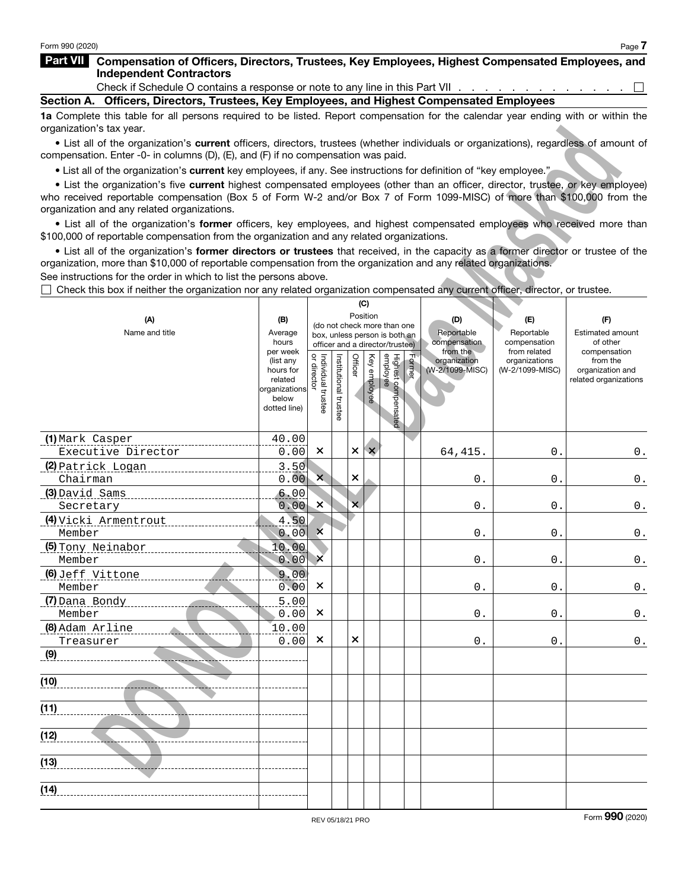Form 990 (2020)

## Part VII Compensation of Officers, Directors, Trustees, Key Employees, Highest Compensated Employees, and Independent Contractors

Check if Schedule O contains a response or note to any line in this Part VII . . . . . . . . . . . . . . ☐

### Section A. Officers, Directors, Trustees, Key Employees, and Highest Compensated Employees

**1a** Complete this table for all persons required to be listed. Report compensation for the calendar year ending with or within the organization's tax year.

- List all of the organization's **current** officers, directors, trustees (whether individuals or organizations), regardless of amount of compensation. Enter -0- in columns (D), (E), and (F) if no compensation was paid.
- List all of the organization's **current** key employees, if any. See instructions for definition of "key employee."
- List the organization's five **current** highest compensated employees (other than an officer, director, trustee, or key employee) who received reportable compensation (Box 5 of Form W-2 and/or Box 7 of Form 1099-MISC) of more than $100,000 from the organization and any related organizations.
- List all of the organization's **former** officers, key employees, and highest compensated employees who received more than $100,000 of reportable compensation from the organization and any related organizations.
- List all of the organization's **former directors or trustees** that received, in the capacity as a former director or trustee of the organization, more than $10,000 of reportable compensation from the organization and any related organizations.

See instructions for the order in which to list the persons above.

☐ Check this box if neither the organization nor any related organization compensated any current officer, director, or trustee.

| (A) Name and title | (B) Average hours per week (list any hours for related organizations below dotted line) | (C) Position (do not check more than one box, unless person is both an officer and a director/trustee): Individual trustee or director | Institutional trustee | Officer | Key employee | Highest compensated employee | Former | (D) Reportable compensation from the organization (W-2/1099-MISC) | (E) Reportable compensation from related organizations (W-2/1099-MISC) | (F) Estimated amount of other compensation from the organization and related organizations |
|---|---|---|---|---|---|---|---|---|---|---|
| (1) Mark Casper<br>Executive Director | 40.00<br>0.00 | × | | × | × | | | 64,415. | 0. | 0. |
| (2) Patrick Logan<br>Chairman | 3.50<br>0.00 | × | | × | | | | 0. | 0. | 0. |
| (3) David Sams<br>Secretary | 6.00<br>0.00 | × | | × | | | | 0. | 0. | 0. |
| (4) Vicki Armentrout<br>Member | 4.50<br>0.00 | × | | | | | | 0. | 0. | 0. |
| (5) Tony Neinabor<br>Member | 10.00<br>0.00 | × | | | | | | 0. | 0. | 0. |
| (6) Jeff Vittone<br>Member | 9.00<br>0.00 | × | | | | | | 0. | 0. | 0. |
| (7) Dana Bondy<br>Member | 5.00<br>0.00 | × | | | | | | 0. | 0. | 0. |
| (8) Adam Arline<br>Treasurer | 10.00<br>0.00 | × | | × | | | | 0. | 0. | 0. |
| (9) | | | | | | | | | | |
| (10) | | | | | | | | | | |
| (11) | | | | | | | | | | |
| (12) | | | | | | | | | | |
| (13) | | | | | | | | | | |
| (14) | | | | | | | | | | |

REV 05/18/21 PRO

Form **990** (2020)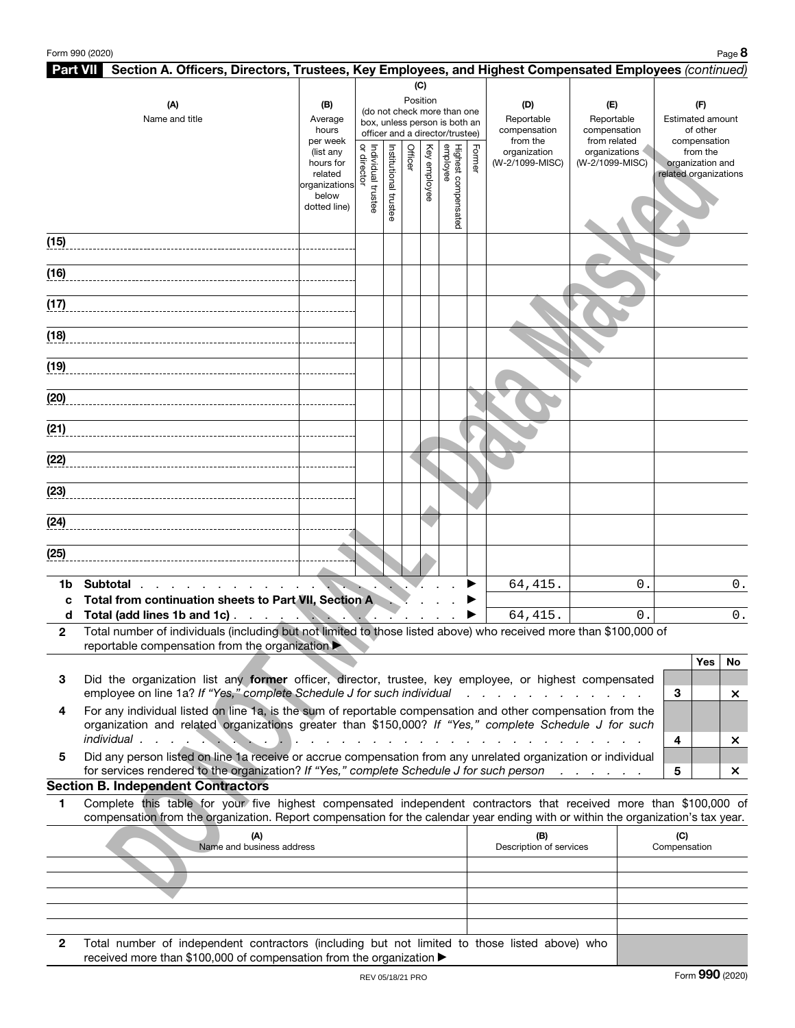Form 990 (2020)

## Part VII Section A. Officers, Directors, Trustees, Key Employees, and Highest Compensated Employees *(continued)*

| (A) Name and title | (B) Average hours per week (list any hours for related organizations below dotted line) | (C) Position (do not check more than one box, unless person is both an officer and a director/trustee) Individual trustee or director | Institutional trustee | Officer | Key employee | Highest compensated employee | Former | (D) Reportable compensation from the organization (W-2/1099-MISC) | (E) Reportable compensation from related organizations (W-2/1099-MISC) | (F) Estimated amount of other compensation from the organization and related organizations |
|---|---|---|---|---|---|---|---|---|---|---|
| (15) | | | | | | | | | | |
| (16) | | | | | | | | | | |
| (17) | | | | | | | | | | |
| (18) | | | | | | | | | | |
| (19) | | | | | | | | | | |
| (20) | | | | | | | | | | |
| (21) | | | | | | | | | | |
| (22) | | | | | | | | | | |
| (23) | | | | | | | | | | |
| (24) | | | | | | | | | | |
| (25) | | | | | | | | | | |

| | | (D) | (E) | (F) |
|---|---|---|---|---|
| 1b | **Subtotal** ▶ | 64,415. | 0. | 0. |
| c | **Total from continuation sheets to Part VII, Section A** ▶ | | | |
| d | **Total (add lines 1b and 1c)** ▶ | 64,415. | 0. | 0. |

**2** Total number of individuals (including but not limited to those listed above) who received more than $100,000 of reportable compensation from the organization ▶

| | | | Yes | No |
|---|---|---|---|---|
| **3** | Did the organization list any **former** officer, director, trustee, key employee, or highest compensated employee on line 1a? *If "Yes," complete Schedule J for such individual* | 3 | | × |
| **4** | For any individual listed on line 1a, is the sum of reportable compensation and other compensation from the organization and related organizations greater than $150,000? *If "Yes," complete Schedule J for such individual* | 4 | | × |
| **5** | Did any person listed on line 1a receive or accrue compensation from any unrelated organization or individual for services rendered to the organization? *If "Yes," complete Schedule J for such person* | 5 | | × |

### Section B. Independent Contractors

**1** Complete this table for your five highest compensated independent contractors that received more than $100,000 of compensation from the organization. Report compensation for the calendar year ending with or within the organization's tax year.

| (A) Name and business address | (B) Description of services | (C) Compensation |
|---|---|---|
| | | |
| | | |
| | | |
| | | |
| | | |

**2** Total number of independent contractors (including but not limited to those listed above) who received more than $100,000 of compensation from the organization ▶

REV 05/18/21 PRO

Form **990** (2020)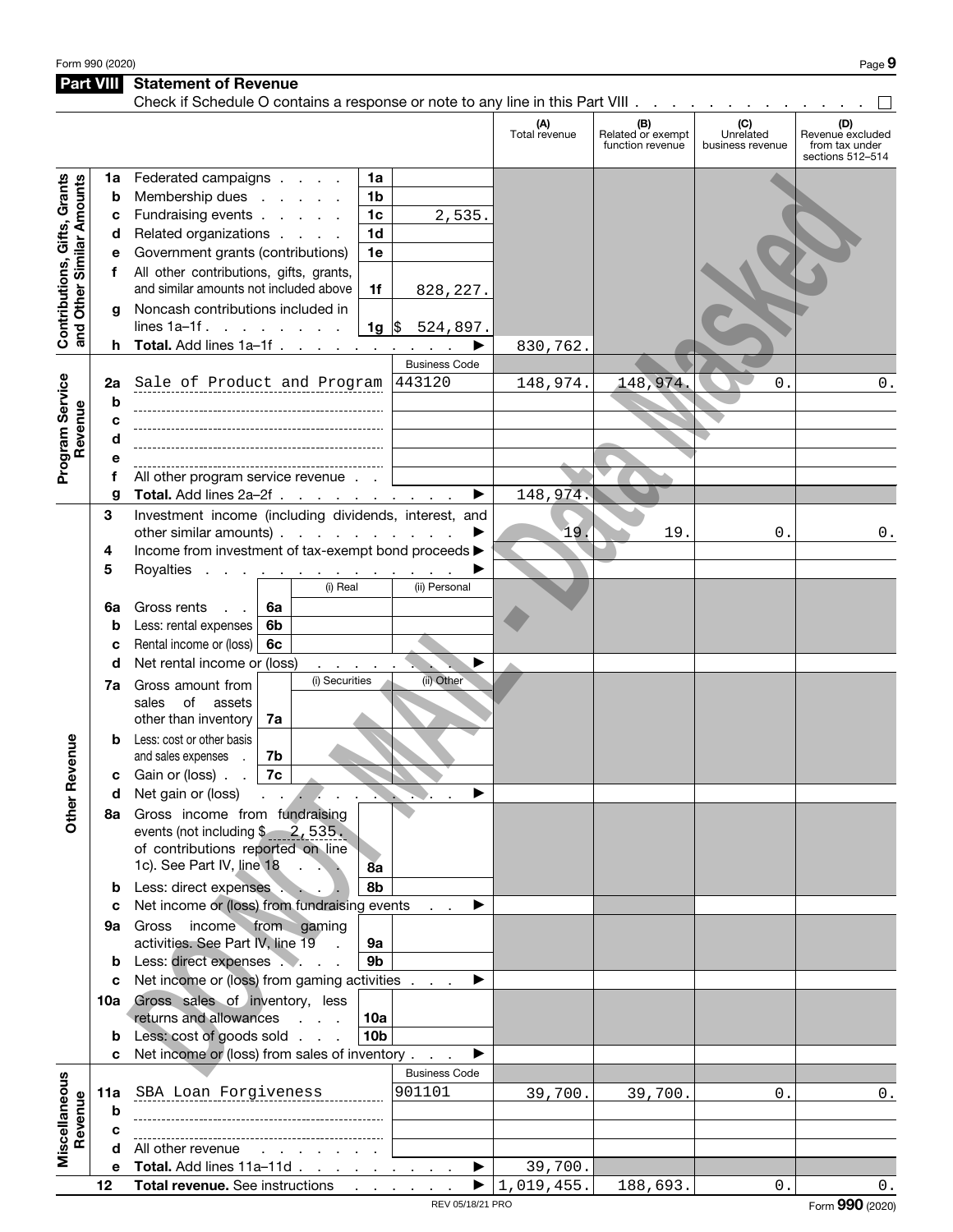Form 990 (2020)

## Part VIII Statement of Revenue

Check if Schedule O contains a response or note to any line in this Part VIII . . . . . . . . . . . . . ☐

| | | | | (A) Total revenue | (B) Related or exempt function revenue | (C) Unrelated business revenue | (D) Revenue excluded from tax under sections 512–514 |
|---|---|---|---|---|---|---|---|
| **Contributions, Gifts, Grants and Other Similar Amounts** | 1a | Federated campaigns | 1a | | | | |
| | b | Membership dues | 1b | | | | |
| | c | Fundraising events | 1c 2,535. | | | | |
| | d | Related organizations | 1d | | | | |
| | e | Government grants (contributions) | 1e | | | | |
| | f | All other contributions, gifts, grants, and similar amounts not included above | 1f 828,227. | | | | |
| | g | Noncash contributions included in lines 1a–1f | 1g $ 524,897. | | | | |
| | h | **Total.** Add lines 1a–1f | ▶ | 830,762. | | | |
| | | | Business Code | | | | |
| **Program Service Revenue** | 2a | Sale of Product and Program | 443120 | 148,974. | 148,974. | 0. | 0. |
| | b | | | | | | |
| | c | | | | | | |
| | d | | | | | | |
| | e | | | | | | |
| | f | All other program service revenue | | | | | |
| | g | **Total.** Add lines 2a–2f | ▶ | 148,974. | | | |
| **Other Revenue** | 3 | Investment income (including dividends, interest, and other similar amounts) | ▶ | 19. | 19. | 0. | 0. |
| | 4 | Income from investment of tax-exempt bond proceeds | ▶ | | | | |
| | 5 | Royalties | ▶ | | | | |
| | | | (i) Real / (ii) Personal | | | | |
| | 6a | Gross rents | 6a | | | | |
| | b | Less: rental expenses | 6b | | | | |
| | c | Rental income or (loss) | 6c | | | | |
| | d | Net rental income or (loss) | ▶ | | | | |
| | | | (i) Securities / (ii) Other | | | | |
| | 7a | Gross amount from sales of assets other than inventory | 7a | | | | |
| | b | Less: cost or other basis and sales expenses | 7b | | | | |
| | c | Gain or (loss) | 7c | | | | |
| | d | Net gain or (loss) | ▶ | | | | |
| | 8a | Gross income from fundraising events (not including $ 2,535. of contributions reported on line 1c). See Part IV, line 18 | 8a | | | | |
| | b | Less: direct expenses | 8b | | | | |
| | c | Net income or (loss) from fundraising events | ▶ | | | | |
| | 9a | Gross income from gaming activities. See Part IV, line 19 | 9a | | | | |
| | b | Less: direct expenses | 9b | | | | |
| | c | Net income or (loss) from gaming activities | ▶ | | | | |
| | 10a | Gross sales of inventory, less returns and allowances | 10a | | | | |
| | b | Less: cost of goods sold | 10b | | | | |
| | c | Net income or (loss) from sales of inventory | ▶ | | | | |
| | | | Business Code | | | | |
| **Miscellaneous Revenue** | 11a | SBA Loan Forgiveness | 901101 | 39,700. | 39,700. | 0. | 0. |
| | b | | | | | | |
| | c | | | | | | |
| | d | All other revenue | | | | | |
| | e | **Total.** Add lines 11a–11d | ▶ | 39,700. | | | |
| | 12 | **Total revenue.** See instructions | ▶ | 1,019,455. | 188,693. | 0. | 0. |

REV 05/18/21 PRO

Form **990** (2020)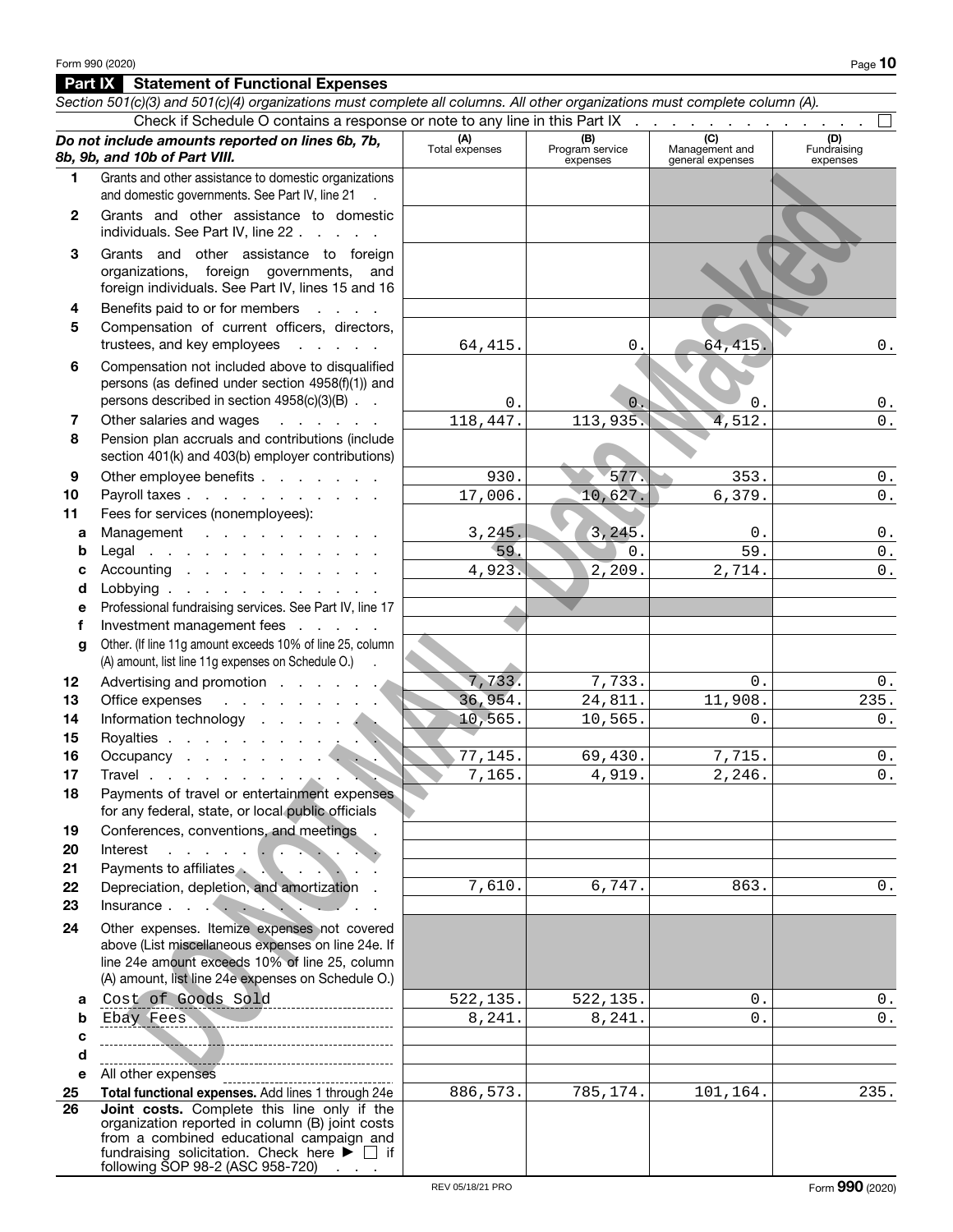## Part IX Statement of Functional Expenses

*Section 501(c)(3) and 501(c)(4) organizations must complete all columns. All other organizations must complete column (A).*

Check if Schedule O contains a response or note to any line in this Part IX . . . . . . . . . . . . . ☐

| *Do not include amounts reported on lines 6b, 7b, 8b, 9b, and 10b of Part VIII.* | (A) Total expenses | (B) Program service expenses | (C) Management and general expenses | (D) Fundraising expenses |
|---|---|---|---|---|
| **1** Grants and other assistance to domestic organizations and domestic governments. See Part IV, line 21 | | | | |
| **2** Grants and other assistance to domestic individuals. See Part IV, line 22 | | | | |
| **3** Grants and other assistance to foreign organizations, foreign governments, and foreign individuals. See Part IV, lines 15 and 16 | | | | |
| **4** Benefits paid to or for members | | | | |
| **5** Compensation of current officers, directors, trustees, and key employees | 64,415. | 0. | 64,415. | 0. |
| **6** Compensation not included above to disqualified persons (as defined under section 4958(f)(1)) and persons described in section 4958(c)(3)(B) | 0. | 0. | 0. | 0. |
| **7** Other salaries and wages | 118,447. | 113,935. | 4,512. | 0. |
| **8** Pension plan accruals and contributions (include section 401(k) and 403(b) employer contributions) | | | | |
| **9** Other employee benefits | 930. | 577. | 353. | 0. |
| **10** Payroll taxes | 17,006. | 10,627. | 6,379. | 0. |
| **11** Fees for services (nonemployees): | | | | |
| **a** Management | 3,245. | 3,245. | 0. | 0. |
| **b** Legal | 59. | 0. | 59. | 0. |
| **c** Accounting | 4,923. | 2,209. | 2,714. | 0. |
| **d** Lobbying | | | | |
| **e** Professional fundraising services. See Part IV, line 17 | | | | |
| **f** Investment management fees | | | | |
| **g** Other. (If line 11g amount exceeds 10% of line 25, column (A) amount, list line 11g expenses on Schedule O.) | | | | |
| **12** Advertising and promotion | 7,733. | 7,733. | 0. | 0. |
| **13** Office expenses | 36,954. | 24,811. | 11,908. | 235. |
| **14** Information technology | 10,565. | 10,565. | 0. | 0. |
| **15** Royalties | | | | |
| **16** Occupancy | 77,145. | 69,430. | 7,715. | 0. |
| **17** Travel | 7,165. | 4,919. | 2,246. | 0. |
| **18** Payments of travel or entertainment expenses for any federal, state, or local public officials | | | | |
| **19** Conferences, conventions, and meetings | | | | |
| **20** Interest | | | | |
| **21** Payments to affiliates | | | | |
| **22** Depreciation, depletion, and amortization | 7,610. | 6,747. | 863. | 0. |
| **23** Insurance | | | | |
| **24** Other expenses. Itemize expenses not covered above (List miscellaneous expenses on line 24e. If line 24e amount exceeds 10% of line 25, column (A) amount, list line 24e expenses on Schedule O.) | | | | |
| **a** Cost of Goods Sold | 522,135. | 522,135. | 0. | 0. |
| **b** Ebay Fees | 8,241. | 8,241. | 0. | 0. |
| **c** | | | | |
| **d** | | | | |
| **e** All other expenses | | | | |
| **25** **Total functional expenses.** Add lines 1 through 24e | 886,573. | 785,174. | 101,164. | 235. |
| **26** **Joint costs.** Complete this line only if the organization reported in column (B) joint costs from a combined educational campaign and fundraising solicitation. Check here ▶ ☐ if following SOP 98-2 (ASC 958-720) | | | | |

REV 05/18/21 PRO

Form **990** (2020)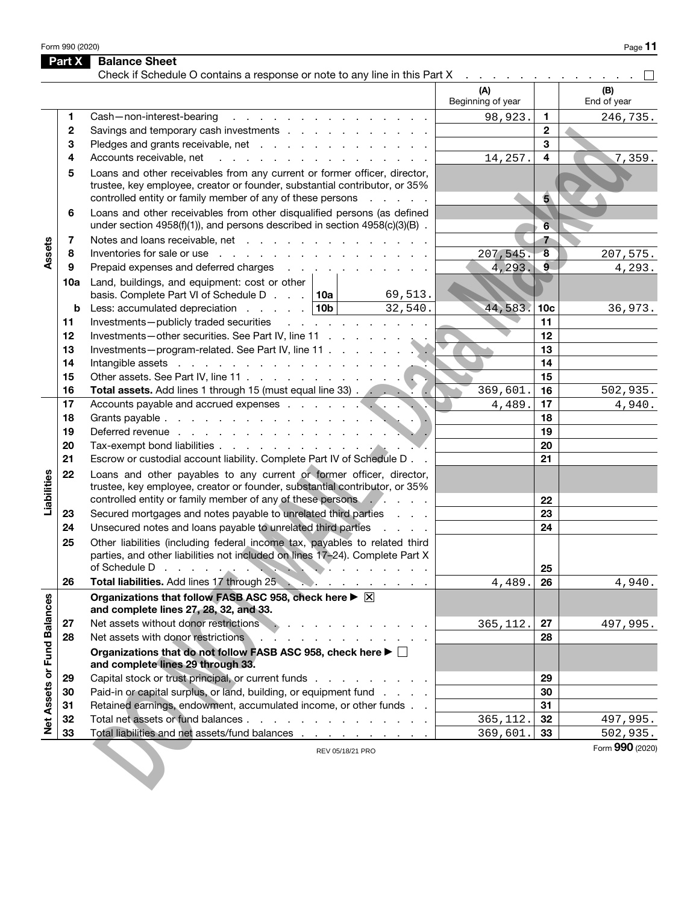## Part X Balance Sheet

Check if Schedule O contains a response or note to any line in this Part X . . . . . . . . . . . . . . ☐

| | | | (A) Beginning of year | | (B) End of year |
|---|---|---|---|---|---|
| **Assets** | 1 | Cash—non-interest-bearing | 98,923. | 1 | 246,735. |
| | 2 | Savings and temporary cash investments | | 2 | |
| | 3 | Pledges and grants receivable, net | | 3 | |
| | 4 | Accounts receivable, net | 14,257. | 4 | 7,359. |
| | 5 | Loans and other receivables from any current or former officer, director, trustee, key employee, creator or founder, substantial contributor, or 35% controlled entity or family member of any of these persons | | 5 | |
| | 6 | Loans and other receivables from other disqualified persons (as defined under section 4958(f)(1)), and persons described in section 4958(c)(3)(B) | | 6 | |
| | 7 | Notes and loans receivable, net | | 7 | |
| | 8 | Inventories for sale or use | 207,545. | 8 | 207,575. |
| | 9 | Prepaid expenses and deferred charges | 4,293. | 9 | 4,293. |
| | 10a | Land, buildings, and equipment: cost or other basis. Complete Part VI of Schedule D . . . 10a 69,513. | | | |
| | b | Less: accumulated depreciation . . . 10b 32,540. | 44,583. | 10c | 36,973. |
| | 11 | Investments—publicly traded securities | | 11 | |
| | 12 | Investments—other securities. See Part IV, line 11 | | 12 | |
| | 13 | Investments—program-related. See Part IV, line 11 | | 13 | |
| | 14 | Intangible assets | | 14 | |
| | 15 | Other assets. See Part IV, line 11 | | 15 | |
| | 16 | **Total assets.** Add lines 1 through 15 (must equal line 33) | 369,601. | 16 | 502,935. |
| **Liabilities** | 17 | Accounts payable and accrued expenses | 4,489. | 17 | 4,940. |
| | 18 | Grants payable | | 18 | |
| | 19 | Deferred revenue | | 19 | |
| | 20 | Tax-exempt bond liabilities | | 20 | |
| | 21 | Escrow or custodial account liability. Complete Part IV of Schedule D | | 21 | |
| | 22 | Loans and other payables to any current or former officer, director, trustee, key employee, creator or founder, substantial contributor, or 35% controlled entity or family member of any of these persons | | 22 | |
| | 23 | Secured mortgages and notes payable to unrelated third parties | | 23 | |
| | 24 | Unsecured notes and loans payable to unrelated third parties | | 24 | |
| | 25 | Other liabilities (including federal income tax, payables to related third parties, and other liabilities not included on lines 17–24). Complete Part X of Schedule D | | 25 | |
| | 26 | **Total liabilities.** Add lines 17 through 25 | 4,489. | 26 | 4,940. |
| **Net Assets or Fund Balances** | | **Organizations that follow FASB ASC 958, check here ▶ ☒ and complete lines 27, 28, 32, and 33.** | | | |
| | 27 | Net assets without donor restrictions | 365,112. | 27 | 497,995. |
| | 28 | Net assets with donor restrictions | | 28 | |
| | | **Organizations that do not follow FASB ASC 958, check here ▶ ☐ and complete lines 29 through 33.** | | | |
| | 29 | Capital stock or trust principal, or current funds | | 29 | |
| | 30 | Paid-in or capital surplus, or land, building, or equipment fund | | 30 | |
| | 31 | Retained earnings, endowment, accumulated income, or other funds | | 31 | |
| | 32 | Total net assets or fund balances | 365,112. | 32 | 497,995. |
| | 33 | Total liabilities and net assets/fund balances | 369,601. | 33 | 502,935. |

Form **990** (2020)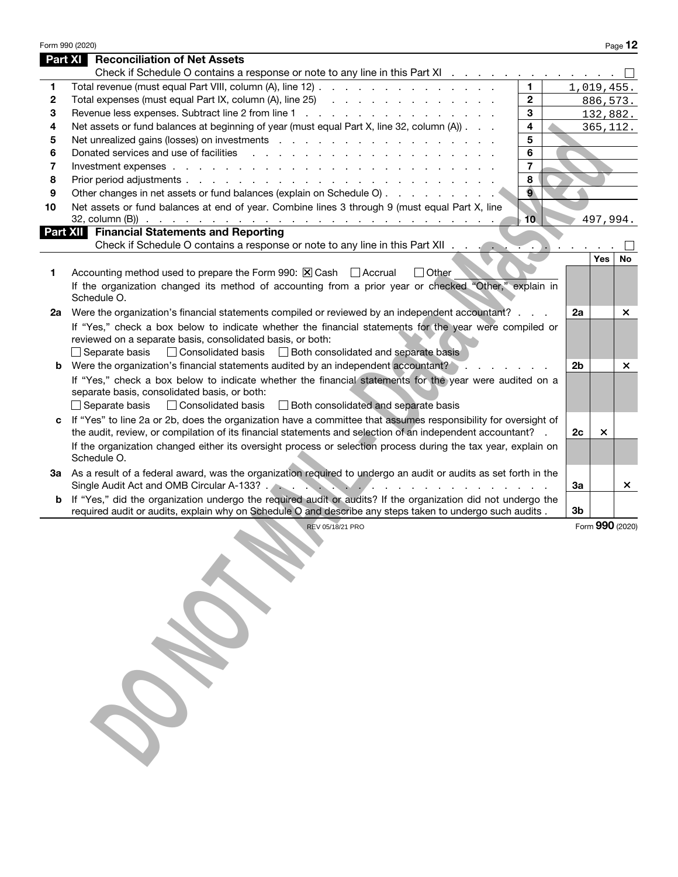## Part XI Reconciliation of Net Assets

Check if Schedule O contains a response or note to any line in this Part XI . . . . . . . . . . . . . ☐

| | | | |
|---|---|---|---|
| 1 | Total revenue (must equal Part VIII, column (A), line 12) | 1 | 1,019,455. |
| 2 | Total expenses (must equal Part IX, column (A), line 25) | 2 | 886,573. |
| 3 | Revenue less expenses. Subtract line 2 from line 1 | 3 | 132,882. |
| 4 | Net assets or fund balances at beginning of year (must equal Part X, line 32, column (A)) | 4 | 365,112. |
| 5 | Net unrealized gains (losses) on investments | 5 | |
| 6 | Donated services and use of facilities | 6 | |
| 7 | Investment expenses | 7 | |
| 8 | Prior period adjustments | 8 | |
| 9 | Other changes in net assets or fund balances (explain on Schedule O) | 9 | |
| 10 | Net assets or fund balances at end of year. Combine lines 3 through 9 (must equal Part X, line 32, column (B)) | 10 | 497,994. |

## Part XII Financial Statements and Reporting

Check if Schedule O contains a response or note to any line in this Part XII . . . . . . . . . . . . ☐

| | | | Yes | No |
|---|---|---|---|---|
| 1 | Accounting method used to prepare the Form 990: ☒ Cash ☐ Accrual ☐ Other<br>If the organization changed its method of accounting from a prior year or checked "Other," explain in Schedule O. | | | |
| 2a | Were the organization's financial statements compiled or reviewed by an independent accountant?<br>If "Yes," check a box below to indicate whether the financial statements for the year were compiled or reviewed on a separate basis, consolidated basis, or both:<br>☐ Separate basis ☐ Consolidated basis ☐ Both consolidated and separate basis | 2a | | X |
| b | Were the organization's financial statements audited by an independent accountant?<br>If "Yes," check a box below to indicate whether the financial statements for the year were audited on a separate basis, consolidated basis, or both:<br>☐ Separate basis ☐ Consolidated basis ☐ Both consolidated and separate basis | 2b | | X |
| c | If "Yes" to line 2a or 2b, does the organization have a committee that assumes responsibility for oversight of the audit, review, or compilation of its financial statements and selection of an independent accountant?<br>If the organization changed either its oversight process or selection process during the tax year, explain on Schedule O. | 2c | X | |
| 3a | As a result of a federal award, was the organization required to undergo an audit or audits as set forth in the Single Audit Act and OMB Circular A-133? | 3a | | X |
| b | If "Yes," did the organization undergo the required audit or audits? If the organization did not undergo the required audit or audits, explain why on Schedule O and describe any steps taken to undergo such audits | 3b | | |

REV 05/18/21 PRO

Form **990** (2020)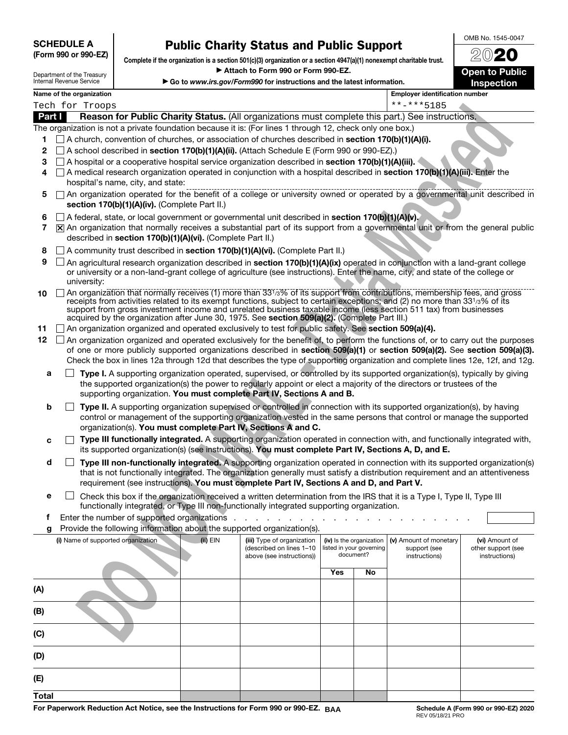**SCHEDULE A**
**(Form 990 or 990-EZ)**

Department of the Treasury
Internal Revenue Service

# Public Charity Status and Public Support

**Complete if the organization is a section 501(c)(3) organization or a section 4947(a)(1) nonexempt charitable trust.**
**▶ Attach to Form 990 or Form 990-EZ.**
**▶ Go to *www.irs.gov/Form990* for instructions and the latest information.**

OMB No. 1545-0047
**2020**
**Open to Public Inspection**

| Name of the organization | Employer identification number |
|---|---|
| Tech for Troops | **-***5185 |

## Part I Reason for Public Charity Status. (All organizations must complete this part.) See instructions.

The organization is not a private foundation because it is: (For lines 1 through 12, check only one box.)

1. ☐ A church, convention of churches, or association of churches described in **section 170(b)(1)(A)(i).**
2. ☐ A school described in **section 170(b)(1)(A)(ii).** (Attach Schedule E (Form 990 or 990-EZ).)
3. ☐ A hospital or a cooperative hospital service organization described in **section 170(b)(1)(A)(iii).**
4. ☐ A medical research organization operated in conjunction with a hospital described in **section 170(b)(1)(A)(iii).** Enter the hospital's name, city, and state:
5. ☐ An organization operated for the benefit of a college or university owned or operated by a governmental unit described in **section 170(b)(1)(A)(iv).** (Complete Part II.)
6. ☐ A federal, state, or local government or governmental unit described in **section 170(b)(1)(A)(v).**
7. ☒ An organization that normally receives a substantial part of its support from a governmental unit or from the general public described in **section 170(b)(1)(A)(vi).** (Complete Part II.)
8. ☐ A community trust described in **section 170(b)(1)(A)(vi).** (Complete Part II.)
9. ☐ An agricultural research organization described in **section 170(b)(1)(A)(ix)** operated in conjunction with a land-grant college or university or a non-land-grant college of agriculture (see instructions). Enter the name, city, and state of the college or university:
10. ☐ An organization that normally receives (1) more than 33 1/3% of its support from contributions, membership fees, and gross receipts from activities related to its exempt functions, subject to certain exceptions; and (2) no more than 33 1/3% of its support from gross investment income and unrelated business taxable income (less section 511 tax) from businesses acquired by the organization after June 30, 1975. See **section 509(a)(2).** (Complete Part III.)
11. ☐ An organization organized and operated exclusively to test for public safety. See **section 509(a)(4).**
12. ☐ An organization organized and operated exclusively for the benefit of, to perform the functions of, or to carry out the purposes of one or more publicly supported organizations described in **section 509(a)(1)** or **section 509(a)(2).** See **section 509(a)(3).** Check the box in lines 12a through 12d that describes the type of supporting organization and complete lines 12e, 12f, and 12g.

   a ☐ **Type I.** A supporting organization operated, supervised, or controlled by its supported organization(s), typically by giving the supported organization(s) the power to regularly appoint or elect a majority of the directors or trustees of the supporting organization. **You must complete Part IV, Sections A and B.**

   b ☐ **Type II.** A supporting organization supervised or controlled in connection with its supported organization(s), by having control or management of the supporting organization vested in the same persons that control or manage the supported organization(s). **You must complete Part IV, Sections A and C.**

   c ☐ **Type III functionally integrated.** A supporting organization operated in connection with, and functionally integrated with, its supported organization(s) (see instructions). **You must complete Part IV, Sections A, D, and E.**

   d ☐ **Type III non-functionally integrated.** A supporting organization operated in connection with its supported organization(s) that is not functionally integrated. The organization generally must satisfy a distribution requirement and an attentiveness requirement (see instructions). **You must complete Part IV, Sections A and D, and Part V.**

   e ☐ Check this box if the organization received a written determination from the IRS that it is a Type I, Type II, Type III functionally integrated, or Type III non-functionally integrated supporting organization.

   f Enter the number of supported organizations . . . . .

   g Provide the following information about the supported organization(s).

| | (i) Name of supported organization | (ii) EIN | (iii) Type of organization (described on lines 1–10 above (see instructions)) | (iv) Is the organization listed in your governing document? Yes | No | (v) Amount of monetary support (see instructions) | (vi) Amount of other support (see instructions) |
|---|---|---|---|---|---|---|---|
| (A) | | | | | | | |
| (B) | | | | | | | |
| (C) | | | | | | | |
| (D) | | | | | | | |
| (E) | | | | | | | |
| Total | | | | | | | |

For Paperwork Reduction Act Notice, see the Instructions for Form 990 or 990-EZ. BAA

Schedule A (Form 990 or 990-EZ) 2020
REV 05/18/21 PRO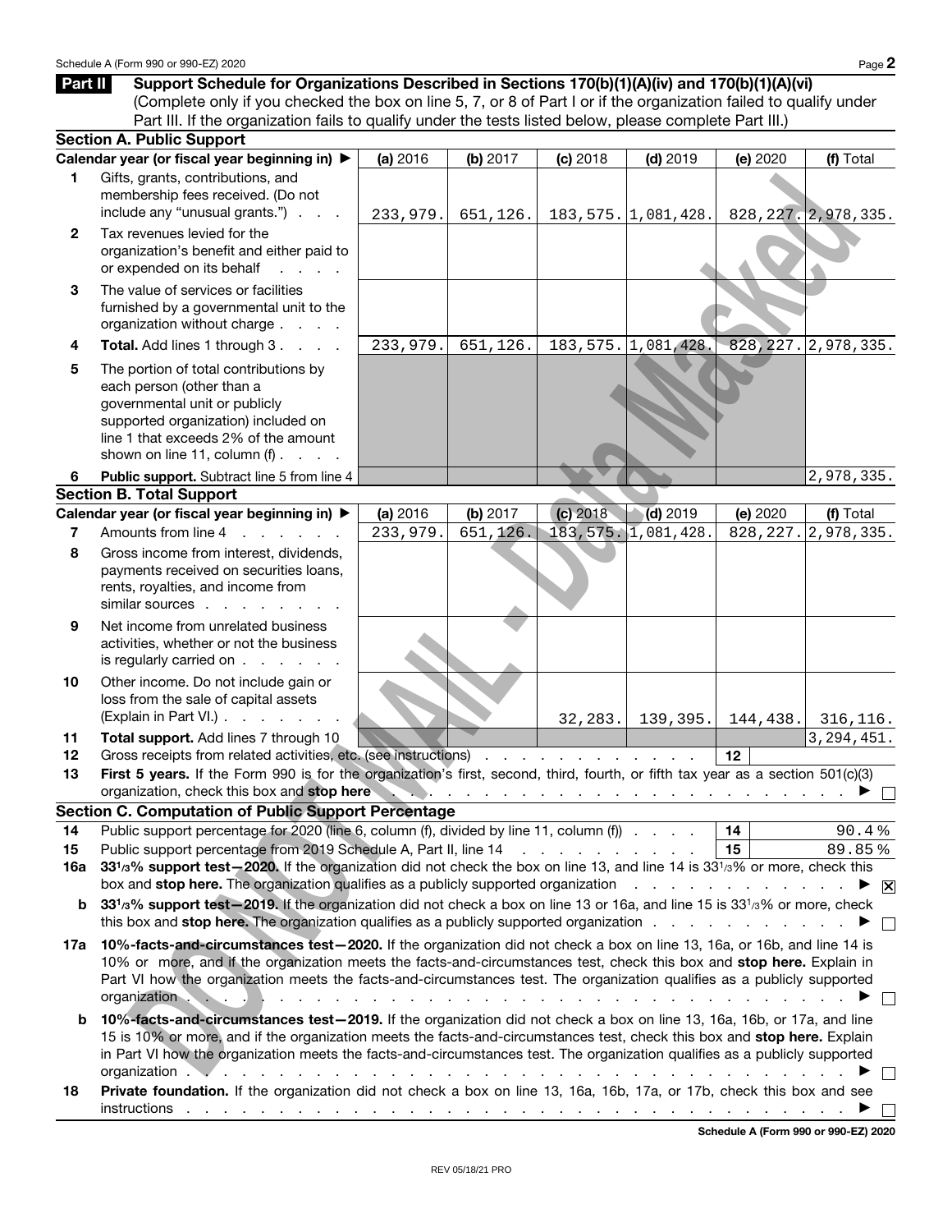Schedule A (Form 990 or 990-EZ) 2020

## Part II Support Schedule for Organizations Described in Sections 170(b)(1)(A)(iv) and 170(b)(1)(A)(vi)

(Complete only if you checked the box on line 5, 7, or 8 of Part I or if the organization failed to qualify under Part III. If the organization fails to qualify under the tests listed below, please complete Part III.)

### Section A. Public Support

| Calendar year (or fiscal year beginning in) ▶ | (a) 2016 | (b) 2017 | (c) 2018 | (d) 2019 | (e) 2020 | (f) Total |
|---|---|---|---|---|---|---|
| 1 Gifts, grants, contributions, and membership fees received. (Do not include any "unusual grants.") | 233,979. | 651,126. | 183,575. | 1,081,428. | 828,227. | 2,978,335. |
| 2 Tax revenues levied for the organization's benefit and either paid to or expended on its behalf | | | | | | |
| 3 The value of services or facilities furnished by a governmental unit to the organization without charge | | | | | | |
| 4 **Total.** Add lines 1 through 3 | 233,979. | 651,126. | 183,575. | 1,081,428. | 828,227. | 2,978,335. |
| 5 The portion of total contributions by each person (other than a governmental unit or publicly supported organization) included on line 1 that exceeds 2% of the amount shown on line 11, column (f) | | | | | | |
| 6 **Public support.** Subtract line 5 from line 4 | | | | | | 2,978,335. |

### Section B. Total Support

| Calendar year (or fiscal year beginning in) ▶ | (a) 2016 | (b) 2017 | (c) 2018 | (d) 2019 | (e) 2020 | (f) Total |
|---|---|---|---|---|---|---|
| 7 Amounts from line 4 | 233,979. | 651,126. | 183,575. | 1,081,428. | 828,227. | 2,978,335. |
| 8 Gross income from interest, dividends, payments received on securities loans, rents, royalties, and income from similar sources | | | | | | |
| 9 Net income from unrelated business activities, whether or not the business is regularly carried on | | | | | | |
| 10 Other income. Do not include gain or loss from the sale of capital assets (Explain in Part VI.) | | | 32,283. | 139,395. | 144,438. | 316,116. |
| 11 **Total support.** Add lines 7 through 10 | | | | | | 3,294,451. |

12 Gross receipts from related activities, etc. (see instructions) . . . **12**

13 **First 5 years.** If the Form 990 is for the organization's first, second, third, fourth, or fifth tax year as a section 501(c)(3) organization, check this box and **stop here** ▶ ☐

### Section C. Computation of Public Support Percentage

14 Public support percentage for 2020 (line 6, column (f), divided by line 11, column (f)) . . . **14** 90.4 %

15 Public support percentage from 2019 Schedule A, Part II, line 14 . . . **15** 89.85 %

16a **33 1/3% support test—2020.** If the organization did not check the box on line 13, and line 14 is 33 1/3% or more, check this box and **stop here.** The organization qualifies as a publicly supported organization ▶ ☒

b **33 1/3% support test—2019.** If the organization did not check a box on line 13 or 16a, and line 15 is 33 1/3% or more, check this box and **stop here.** The organization qualifies as a publicly supported organization ▶ ☐

17a **10%-facts-and-circumstances test—2020.** If the organization did not check a box on line 13, 16a, or 16b, and line 14 is 10% or more, and if the organization meets the facts-and-circumstances test, check this box and **stop here.** Explain in Part VI how the organization meets the facts-and-circumstances test. The organization qualifies as a publicly supported organization ▶ ☐

b **10%-facts-and-circumstances test—2019.** If the organization did not check a box on line 13, 16a, 16b, or 17a, and line 15 is 10% or more, and if the organization meets the facts-and-circumstances test, check this box and **stop here.** Explain in Part VI how the organization meets the facts-and-circumstances test. The organization qualifies as a publicly supported organization ▶ ☐

18 **Private foundation.** If the organization did not check a box on line 13, 16a, 16b, 17a, or 17b, check this box and see instructions ▶ ☐

Schedule A (Form 990 or 990-EZ) 2020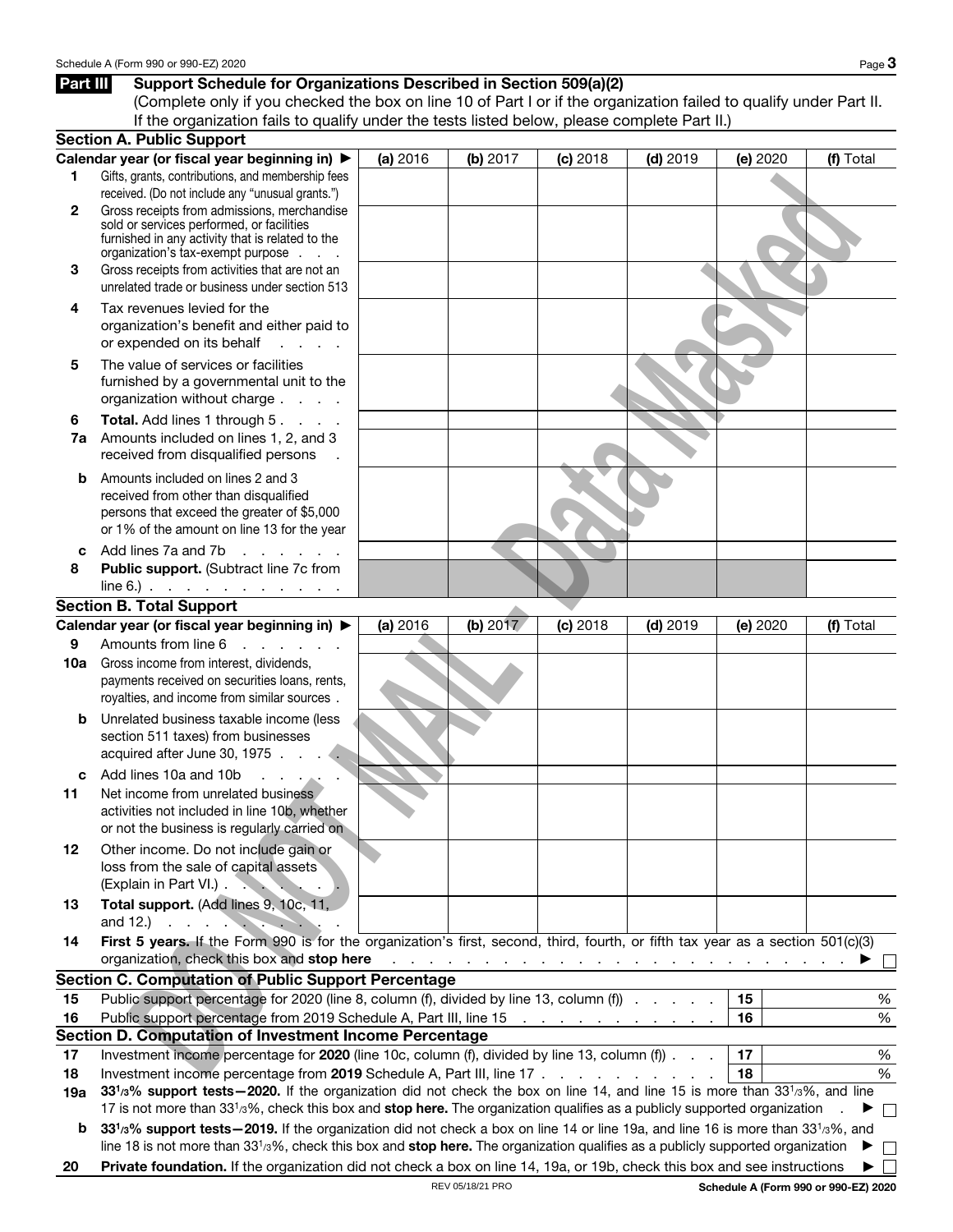## Part III Support Schedule for Organizations Described in Section 509(a)(2)

(Complete only if you checked the box on line 10 of Part I or if the organization failed to qualify under Part II. If the organization fails to qualify under the tests listed below, please complete Part II.)

### Section A. Public Support

| Calendar year (or fiscal year beginning in) ▶ | (a) 2016 | (b) 2017 | (c) 2018 | (d) 2019 | (e) 2020 | (f) Total |
|---|---|---|---|---|---|---|
| **1** Gifts, grants, contributions, and membership fees received. (Do not include any "unusual grants.") | | | | | | |
| **2** Gross receipts from admissions, merchandise sold or services performed, or facilities furnished in any activity that is related to the organization's tax-exempt purpose | | | | | | |
| **3** Gross receipts from activities that are not an unrelated trade or business under section 513 | | | | | | |
| **4** Tax revenues levied for the organization's benefit and either paid to or expended on its behalf | | | | | | |
| **5** The value of services or facilities furnished by a governmental unit to the organization without charge | | | | | | |
| **6** **Total.** Add lines 1 through 5 | | | | | | |
| **7a** Amounts included on lines 1, 2, and 3 received from disqualified persons | | | | | | |
| **b** Amounts included on lines 2 and 3 received from other than disqualified persons that exceed the greater of $5,000 or 1% of the amount on line 13 for the year | | | | | | |
| **c** Add lines 7a and 7b | | | | | | |
| **8** **Public support.** (Subtract line 7c from line 6.) | | | | | | |

### Section B. Total Support

| Calendar year (or fiscal year beginning in) ▶ | (a) 2016 | (b) 2017 | (c) 2018 | (d) 2019 | (e) 2020 | (f) Total |
|---|---|---|---|---|---|---|
| **9** Amounts from line 6 | | | | | | |
| **10a** Gross income from interest, dividends, payments received on securities loans, rents, royalties, and income from similar sources | | | | | | |
| **b** Unrelated business taxable income (less section 511 taxes) from businesses acquired after June 30, 1975 | | | | | | |
| **c** Add lines 10a and 10b | | | | | | |
| **11** Net income from unrelated business activities not included in line 10b, whether or not the business is regularly carried on | | | | | | |
| **12** Other income. Do not include gain or loss from the sale of capital assets (Explain in Part VI.) | | | | | | |
| **13** **Total support.** (Add lines 9, 10c, 11, and 12.) | | | | | | |

**14** **First 5 years.** If the Form 990 is for the organization's first, second, third, fourth, or fifth tax year as a section 501(c)(3) organization, check this box and **stop here** ▶ ☐

### Section C. Computation of Public Support Percentage

| | | | |
|---|---|---|---|
| **15** | Public support percentage for 2020 (line 8, column (f), divided by line 13, column (f)) | 15 | % |
| **16** | Public support percentage from 2019 Schedule A, Part III, line 15 | 16 | % |

### Section D. Computation of Investment Income Percentage

| | | | |
|---|---|---|---|
| **17** | Investment income percentage for **2020** (line 10c, column (f), divided by line 13, column (f)) | 17 | % |
| **18** | Investment income percentage from **2019** Schedule A, Part III, line 17 | 18 | % |

**19a** **33$^{1}/_{3}$% support tests—2020.** If the organization did not check the box on line 14, and line 15 is more than 33$^{1}/_{3}$%, and line 17 is not more than 33$^{1}/_{3}$%, check this box and **stop here.** The organization qualifies as a publicly supported organization ▶ ☐

**b** **33$^{1}/_{3}$% support tests—2019.** If the organization did not check a box on line 14 or line 19a, and line 16 is more than 33$^{1}/_{3}$%, and line 18 is not more than 33$^{1}/_{3}$%, check this box and **stop here.** The organization qualifies as a publicly supported organization ▶ ☐

**20** **Private foundation.** If the organization did not check a box on line 14, 19a, or 19b, check this box and see instructions ▶ ☐

DO NOT MAIL - Data Masked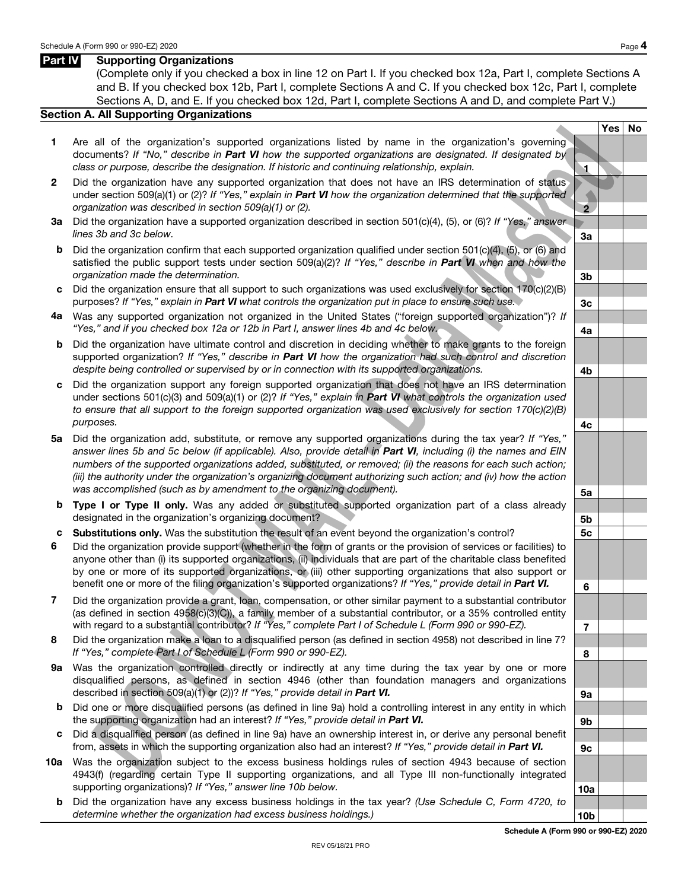**Part IV Supporting Organizations**

(Complete only if you checked a box in line 12 on Part I. If you checked box 12a, Part I, complete Sections A and B. If you checked box 12b, Part I, complete Sections A and C. If you checked box 12c, Part I, complete Sections A, D, and E. If you checked box 12d, Part I, complete Sections A and D, and complete Part V.)

## Section A. All Supporting Organizations

| | | | Yes | No |
|---|---|---|---|---|
| **1** | Are all of the organization's supported organizations listed by name in the organization's governing documents? *If "No," describe in **Part VI** how the supported organizations are designated. If designated by class or purpose, describe the designation. If historic and continuing relationship, explain.* | 1 | | |
| **2** | Did the organization have any supported organization that does not have an IRS determination of status under section 509(a)(1) or (2)? *If "Yes," explain in **Part VI** how the organization determined that the supported organization was described in section 509(a)(1) or (2).* | 2 | | |
| **3a** | Did the organization have a supported organization described in section 501(c)(4), (5), or (6)? *If "Yes," answer lines 3b and 3c below.* | 3a | | |
| **b** | Did the organization confirm that each supported organization qualified under section 501(c)(4), (5), or (6) and satisfied the public support tests under section 509(a)(2)? *If "Yes," describe in **Part VI** when and how the organization made the determination.* | 3b | | |
| **c** | Did the organization ensure that all support to such organizations was used exclusively for section 170(c)(2)(B) purposes? *If "Yes," explain in **Part VI** what controls the organization put in place to ensure such use.* | 3c | | |
| **4a** | Was any supported organization not organized in the United States ("foreign supported organization")? *If "Yes," and if you checked box 12a or 12b in Part I, answer lines 4b and 4c below.* | 4a | | |
| **b** | Did the organization have ultimate control and discretion in deciding whether to make grants to the foreign supported organization? *If "Yes," describe in **Part VI** how the organization had such control and discretion despite being controlled or supervised by or in connection with its supported organizations.* | 4b | | |
| **c** | Did the organization support any foreign supported organization that does not have an IRS determination under sections 501(c)(3) and 509(a)(1) or (2)? *If "Yes," explain in **Part VI** what controls the organization used to ensure that all support to the foreign supported organization was used exclusively for section 170(c)(2)(B) purposes.* | 4c | | |
| **5a** | Did the organization add, substitute, or remove any supported organizations during the tax year? *If "Yes," answer lines 5b and 5c below (if applicable). Also, provide detail in **Part VI**, including (i) the names and EIN numbers of the supported organizations added, substituted, or removed; (ii) the reasons for each such action; (iii) the authority under the organization's organizing document authorizing such action; and (iv) how the action was accomplished (such as by amendment to the organizing document).* | 5a | | |
| **b** | **Type I or Type II only.** Was any added or substituted supported organization part of a class already designated in the organization's organizing document? | 5b | | |
| **c** | **Substitutions only.** Was the substitution the result of an event beyond the organization's control? | 5c | | |
| **6** | Did the organization provide support (whether in the form of grants or the provision of services or facilities) to anyone other than (i) its supported organizations, (ii) individuals that are part of the charitable class benefited by one or more of its supported organizations, or (iii) other supporting organizations that also support or benefit one or more of the filing organization's supported organizations? *If "Yes," provide detail in **Part VI**.* | 6 | | |
| **7** | Did the organization provide a grant, loan, compensation, or other similar payment to a substantial contributor (as defined in section 4958(c)(3)(C)), a family member of a substantial contributor, or a 35% controlled entity with regard to a substantial contributor? *If "Yes," complete Part I of Schedule L (Form 990 or 990-EZ).* | 7 | | |
| **8** | Did the organization make a loan to a disqualified person (as defined in section 4958) not described in line 7? *If "Yes," complete Part I of Schedule L (Form 990 or 990-EZ).* | 8 | | |
| **9a** | Was the organization controlled directly or indirectly at any time during the tax year by one or more disqualified persons, as defined in section 4946 (other than foundation managers and organizations described in section 509(a)(1) or (2))? *If "Yes," provide detail in **Part VI**.* | 9a | | |
| **b** | Did one or more disqualified persons (as defined in line 9a) hold a controlling interest in any entity in which the supporting organization had an interest? *If "Yes," provide detail in **Part VI**.* | 9b | | |
| **c** | Did a disqualified person (as defined in line 9a) have an ownership interest in, or derive any personal benefit from, assets in which the supporting organization also had an interest? *If "Yes," provide detail in **Part VI**.* | 9c | | |
| **10a** | Was the organization subject to the excess business holdings rules of section 4943 because of section 4943(f) (regarding certain Type II supporting organizations, and all Type III non-functionally integrated supporting organizations)? *If "Yes," answer line 10b below.* | 10a | | |
| **b** | Did the organization have any excess business holdings in the tax year? *(Use Schedule C, Form 4720, to determine whether the organization had excess business holdings.)* | 10b | | |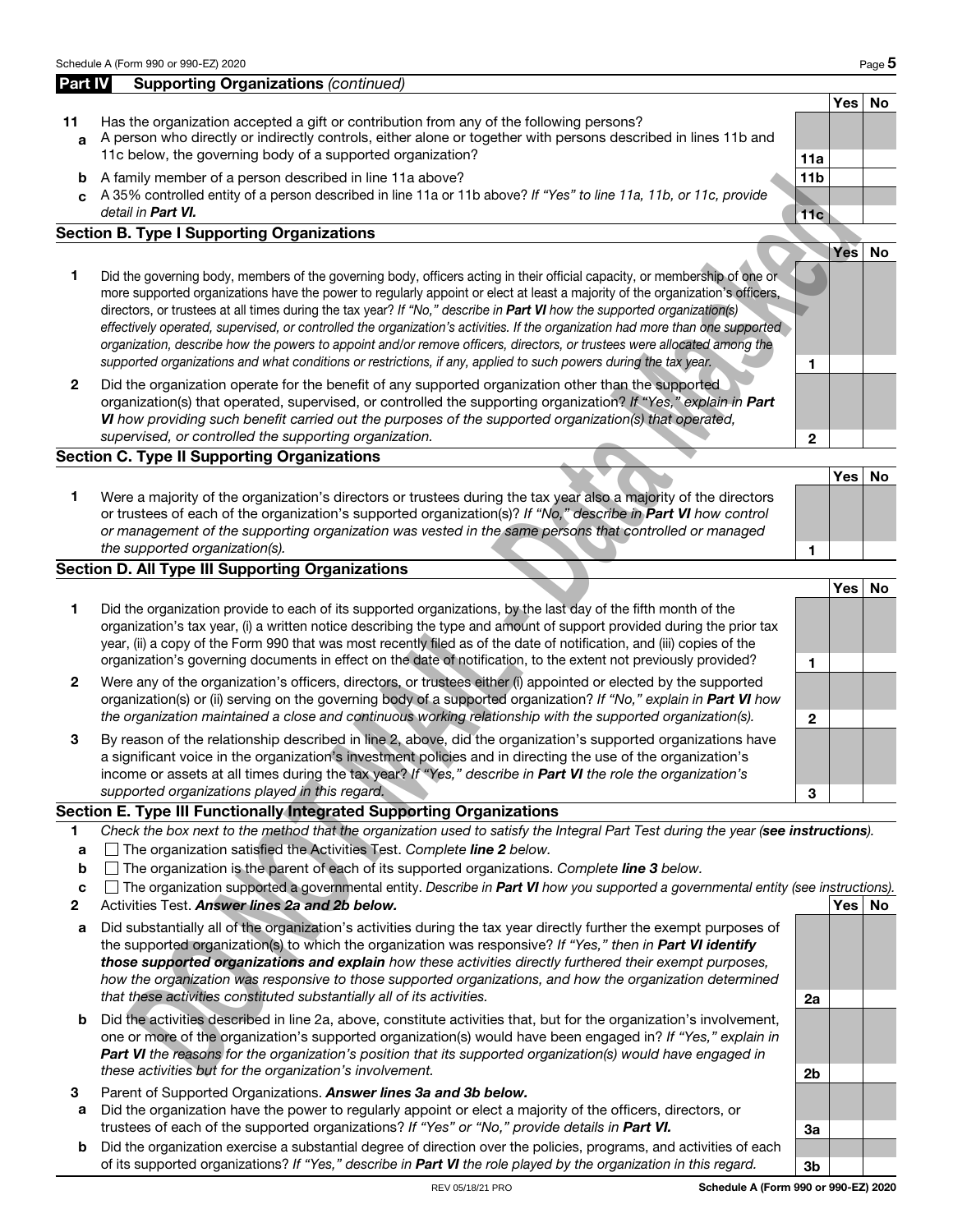## Part IV Supporting Organizations *(continued)*

| | | | Yes | No |
|---|---|---|---|---|
| **11** | Has the organization accepted a gift or contribution from any of the following persons? | | | |
| **a** | A person who directly or indirectly controls, either alone or together with persons described in lines 11b and 11c below, the governing body of a supported organization? | 11a | | |
| **b** | A family member of a person described in line 11a above? | 11b | | |
| **c** | A 35% controlled entity of a person described in line 11a or 11b above? *If "Yes" to line 11a, 11b, or 11c, provide detail in* ***Part VI.*** | 11c | | |

### Section B. Type I Supporting Organizations

| | | | Yes | No |
|---|---|---|---|---|
| **1** | Did the governing body, members of the governing body, officers acting in their official capacity, or membership of one or more supported organizations have the power to regularly appoint or elect at least a majority of the organization's officers, directors, or trustees at all times during the tax year? *If "No," describe in* ***Part VI*** *how the supported organization(s) effectively operated, supervised, or controlled the organization's activities. If the organization had more than one supported organization, describe how the powers to appoint and/or remove officers, directors, or trustees were allocated among the supported organizations and what conditions or restrictions, if any, applied to such powers during the tax year.* | 1 | | |
| **2** | Did the organization operate for the benefit of any supported organization other than the supported organization(s) that operated, supervised, or controlled the supporting organization? *If "Yes," explain in* ***Part VI*** *how providing such benefit carried out the purposes of the supported organization(s) that operated, supervised, or controlled the supporting organization.* | 2 | | |

### Section C. Type II Supporting Organizations

| | | | Yes | No |
|---|---|---|---|---|
| **1** | Were a majority of the organization's directors or trustees during the tax year also a majority of the directors or trustees of each of the organization's supported organization(s)? *If "No," describe in* ***Part VI*** *how control or management of the supporting organization was vested in the same persons that controlled or managed the supported organization(s).* | 1 | | |

### Section D. All Type III Supporting Organizations

| | | | Yes | No |
|---|---|---|---|---|
| **1** | Did the organization provide to each of its supported organizations, by the last day of the fifth month of the organization's tax year, (i) a written notice describing the type and amount of support provided during the prior tax year, (ii) a copy of the Form 990 that was most recently filed as of the date of notification, and (iii) copies of the organization's governing documents in effect on the date of notification, to the extent not previously provided? | 1 | | |
| **2** | Were any of the organization's officers, directors, or trustees either (i) appointed or elected by the supported organization(s) or (ii) serving on the governing body of a supported organization? *If "No," explain in* ***Part VI*** *how the organization maintained a close and continuous working relationship with the supported organization(s).* | 2 | | |
| **3** | By reason of the relationship described in line 2, above, did the organization's supported organizations have a significant voice in the organization's investment policies and in directing the use of the organization's income or assets at all times during the tax year? *If "Yes," describe in* ***Part VI*** *the role the organization's supported organizations played in this regard.* | 3 | | |

### Section E. Type III Functionally Integrated Supporting Organizations

**1** *Check the box next to the method that the organization used to satisfy the Integral Part Test during the year (****see instructions****).*

- **a** ☐ The organization satisfied the Activities Test. *Complete* ***line 2*** *below.*
- **b** ☐ The organization is the parent of each of its supported organizations. *Complete* ***line 3*** *below.*
- **c** ☐ The organization supported a governmental entity. *Describe in* ***Part VI*** *how you supported a governmental entity (see instructions).*

| | | | Yes | No |
|---|---|---|---|---|
| **2** | Activities Test. ***Answer lines 2a and 2b below.*** | | | |
| **a** | Did substantially all of the organization's activities during the tax year directly further the exempt purposes of the supported organization(s) to which the organization was responsive? *If "Yes," then in* ***Part VI identify those supported organizations and explain*** *how these activities directly furthered their exempt purposes, how the organization was responsive to those supported organizations, and how the organization determined that these activities constituted substantially all of its activities.* | 2a | | |
| **b** | Did the activities described in line 2a, above, constitute activities that, but for the organization's involvement, one or more of the organization's supported organization(s) would have been engaged in? *If "Yes," explain in* ***Part VI*** *the reasons for the organization's position that its supported organization(s) would have engaged in these activities but for the organization's involvement.* | 2b | | |
| **3** | Parent of Supported Organizations. ***Answer lines 3a and 3b below.*** | | | |
| **a** | Did the organization have the power to regularly appoint or elect a majority of the officers, directors, or trustees of each of the supported organizations? *If "Yes" or "No," provide details in* ***Part VI.*** | 3a | | |
| **b** | Did the organization exercise a substantial degree of direction over the policies, programs, and activities of each of its supported organizations? *If "Yes," describe in* ***Part VI*** *the role played by the organization in this regard.* | 3b | | |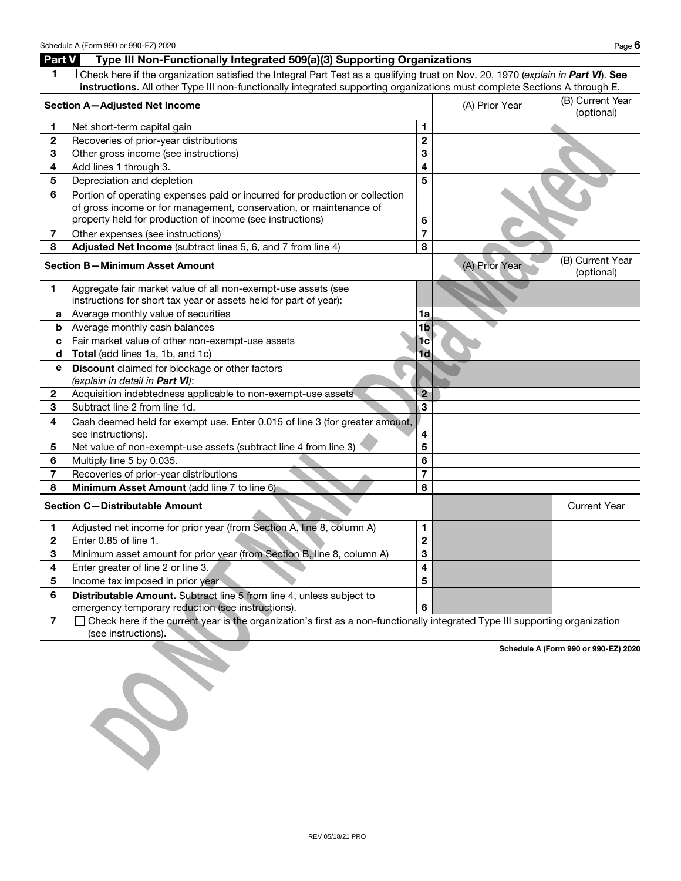## Part V Type III Non-Functionally Integrated 509(a)(3) Supporting Organizations

**1** ☐ Check here if the organization satisfied the Integral Part Test as a qualifying trust on Nov. 20, 1970 (*explain in **Part VI***). **See instructions.** All other Type III non-functionally integrated supporting organizations must complete Sections A through E.

| **Section A—Adjusted Net Income** | | | (A) Prior Year | (B) Current Year (optional) |
|---|---|---|---|---|
| **1** | Net short-term capital gain | 1 | | |
| **2** | Recoveries of prior-year distributions | 2 | | |
| **3** | Other gross income (see instructions) | 3 | | |
| **4** | Add lines 1 through 3. | 4 | | |
| **5** | Depreciation and depletion | 5 | | |
| **6** | Portion of operating expenses paid or incurred for production or collection of gross income or for management, conservation, or maintenance of property held for production of income (see instructions) | 6 | | |
| **7** | Other expenses (see instructions) | 7 | | |
| **8** | **Adjusted Net Income** (subtract lines 5, 6, and 7 from line 4) | 8 | | |

| **Section B—Minimum Asset Amount** | | | (A) Prior Year | (B) Current Year (optional) |
|---|---|---|---|---|
| **1** | Aggregate fair market value of all non-exempt-use assets (see instructions for short tax year or assets held for part of year): | | | |
| **a** | Average monthly value of securities | 1a | | |
| **b** | Average monthly cash balances | 1b | | |
| **c** | Fair market value of other non-exempt-use assets | 1c | | |
| **d** | **Total** (add lines 1a, 1b, and 1c) | 1d | | |
| **e** | **Discount** claimed for blockage or other factors (*explain in detail in **Part VI***): | | | |
| **2** | Acquisition indebtedness applicable to non-exempt-use assets | 2 | | |
| **3** | Subtract line 2 from line 1d. | 3 | | |
| **4** | Cash deemed held for exempt use. Enter 0.015 of line 3 (for greater amount, see instructions). | 4 | | |
| **5** | Net value of non-exempt-use assets (subtract line 4 from line 3) | 5 | | |
| **6** | Multiply line 5 by 0.035. | 6 | | |
| **7** | Recoveries of prior-year distributions | 7 | | |
| **8** | **Minimum Asset Amount** (add line 7 to line 6) | 8 | | |

| **Section C—Distributable Amount** | | | | Current Year |
|---|---|---|---|---|
| **1** | Adjusted net income for prior year (from Section A, line 8, column A) | 1 | | |
| **2** | Enter 0.85 of line 1. | 2 | | |
| **3** | Minimum asset amount for prior year (from Section B, line 8, column A) | 3 | | |
| **4** | Enter greater of line 2 or line 3. | 4 | | |
| **5** | Income tax imposed in prior year | 5 | | |
| **6** | **Distributable Amount.** Subtract line 5 from line 4, unless subject to emergency temporary reduction (see instructions). | 6 | | |

**7** ☐ Check here if the current year is the organization's first as a non-functionally integrated Type III supporting organization (see instructions).

**Schedule A (Form 990 or 990-EZ) 2020**

DO NOT MAIL - Data Masked

REV 05/18/21 PRO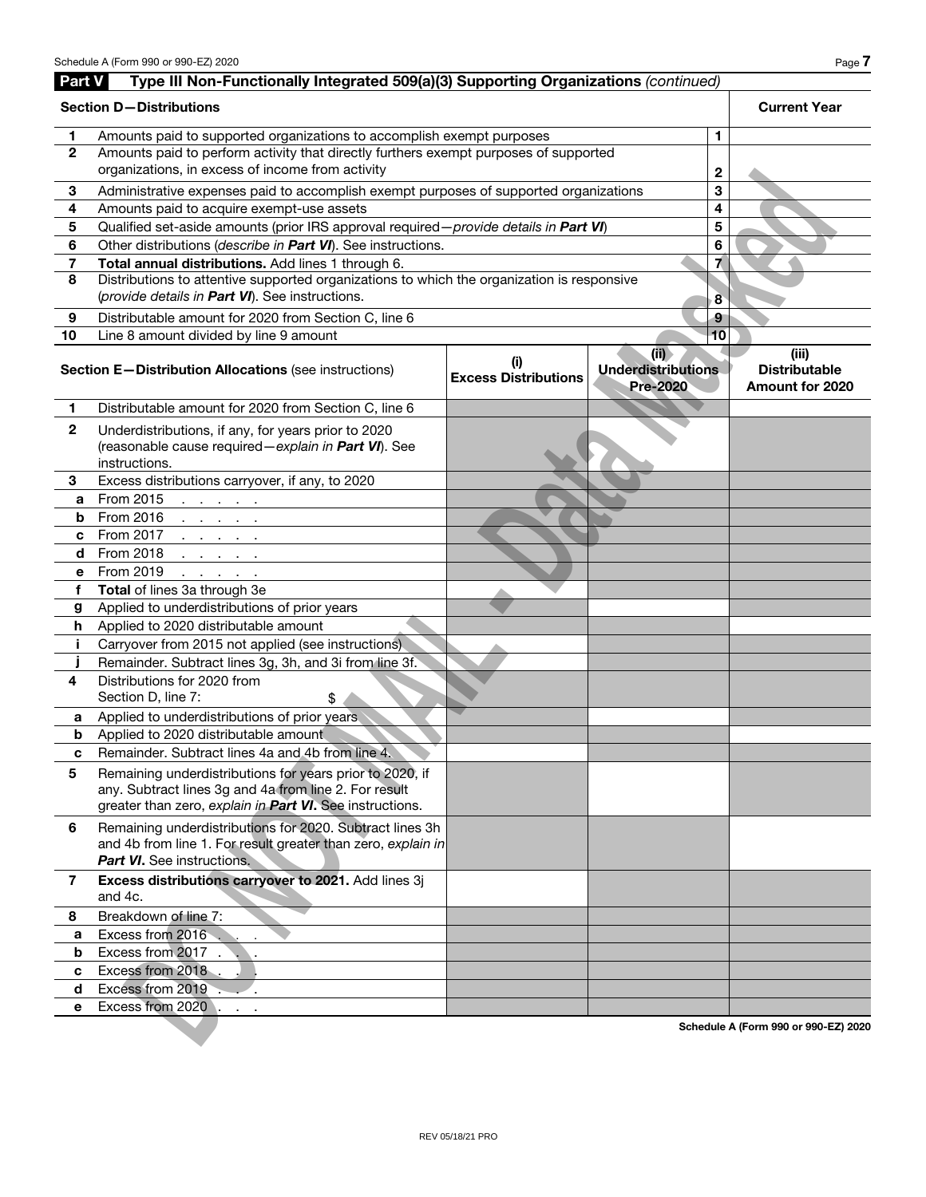## Part V Type III Non-Functionally Integrated 509(a)(3) Supporting Organizations *(continued)*

| **Section D—Distributions** | | | **Current Year** |
|---|---|---|---|
| 1 | Amounts paid to supported organizations to accomplish exempt purposes | 1 | |
| 2 | Amounts paid to perform activity that directly furthers exempt purposes of supported organizations, in excess of income from activity | 2 | |
| 3 | Administrative expenses paid to accomplish exempt purposes of supported organizations | 3 | |
| 4 | Amounts paid to acquire exempt-use assets | 4 | |
| 5 | Qualified set-aside amounts (prior IRS approval required—*provide details in **Part VI***) | 5 | |
| 6 | Other distributions (*describe in **Part VI***). See instructions. | 6 | |
| 7 | **Total annual distributions.** Add lines 1 through 6. | 7 | |
| 8 | Distributions to attentive supported organizations to which the organization is responsive (*provide details in **Part VI***). See instructions. | 8 | |
| 9 | Distributable amount for 2020 from Section C, line 6 | 9 | |
| 10 | Line 8 amount divided by line 9 amount | 10 | |

| | **Section E—Distribution Allocations** (see instructions) | **(i) Excess Distributions** | **(ii) Underdistributions Pre-2020** | **(iii) Distributable Amount for 2020** |
|---|---|---|---|---|
| 1 | Distributable amount for 2020 from Section C, line 6 | | | |
| 2 | Underdistributions, if any, for years prior to 2020 (reasonable cause required—*explain in **Part VI***). See instructions. | | | |
| 3 | Excess distributions carryover, if any, to 2020 | | | |
| a | From 2015 | | | |
| b | From 2016 | | | |
| c | From 2017 | | | |
| d | From 2018 | | | |
| e | From 2019 | | | |
| f | **Total** of lines 3a through 3e | | | |
| g | Applied to underdistributions of prior years | | | |
| h | Applied to 2020 distributable amount | | | |
| i | Carryover from 2015 not applied (see instructions) | | | |
| j | Remainder. Subtract lines 3g, 3h, and 3i from line 3f. | | | |
| 4 | Distributions for 2020 from Section D, line 7: $ | | | |
| a | Applied to underdistributions of prior years | | | |
| b | Applied to 2020 distributable amount | | | |
| c | Remainder. Subtract lines 4a and 4b from line 4. | | | |
| 5 | Remaining underdistributions for years prior to 2020, if any. Subtract lines 3g and 4a from line 2. For result greater than zero, *explain in **Part VI***. See instructions. | | | |
| 6 | Remaining underdistributions for 2020. Subtract lines 3h and 4b from line 1. For result greater than zero, *explain in **Part VI***. See instructions. | | | |
| 7 | **Excess distributions carryover to 2021.** Add lines 3j and 4c. | | | |
| 8 | Breakdown of line 7: | | | |
| a | Excess from 2016 | | | |
| b | Excess from 2017 | | | |
| c | Excess from 2018 | | | |
| d | Excess from 2019 | | | |
| e | Excess from 2020 | | | |

DO NOT MAIL - Data Masked

REV 05/18/21 PRO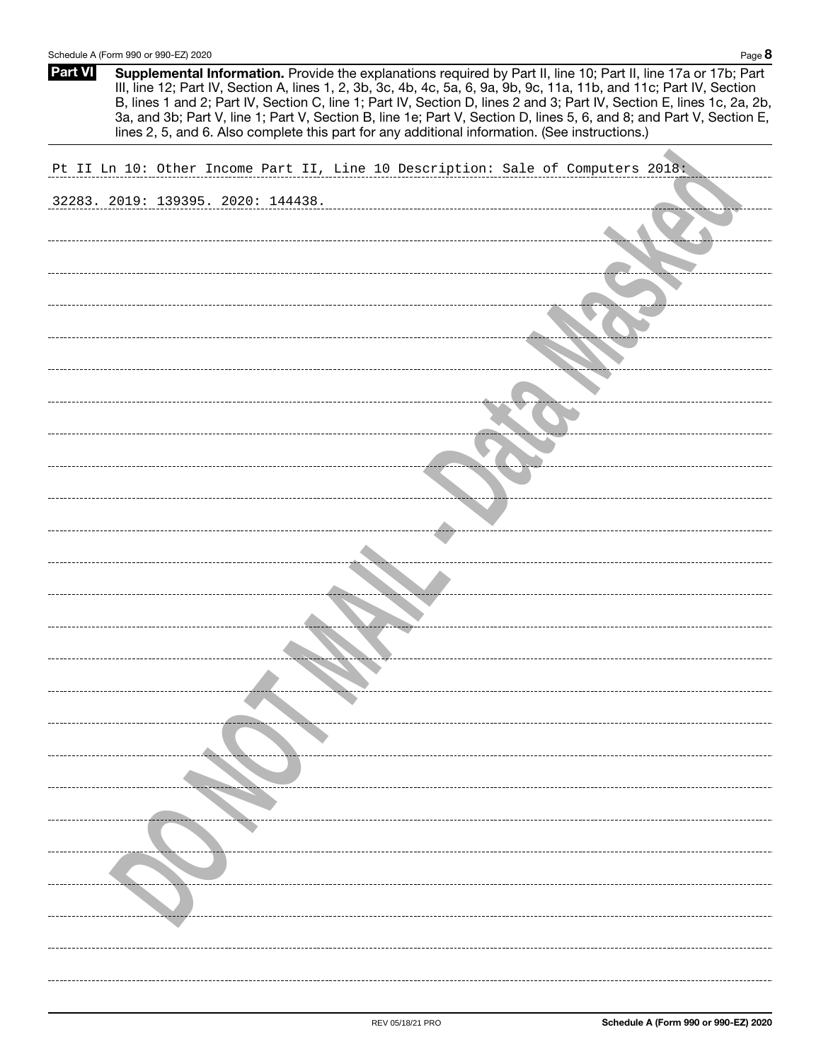**Part VI** **Supplemental Information.** Provide the explanations required by Part II, line 10; Part II, line 17a or 17b; Part III, line 12; Part IV, Section A, lines 1, 2, 3b, 3c, 4b, 4c, 5a, 6, 9a, 9b, 9c, 11a, 11b, and 11c; Part IV, Section B, lines 1 and 2; Part IV, Section C, line 1; Part IV, Section D, lines 2 and 3; Part IV, Section E, lines 1c, 2a, 2b, 3a, and 3b; Part V, line 1; Part V, Section B, line 1e; Part V, Section D, lines 5, 6, and 8; and Part V, Section E, lines 2, 5, and 6. Also complete this part for any additional information. (See instructions.)

Pt II Ln 10: Other Income Part II, Line 10 Description: Sale of Computers 2018: 32283. 2019: 139395. 2020: 144438.

DO NOT MAIL - Data Masked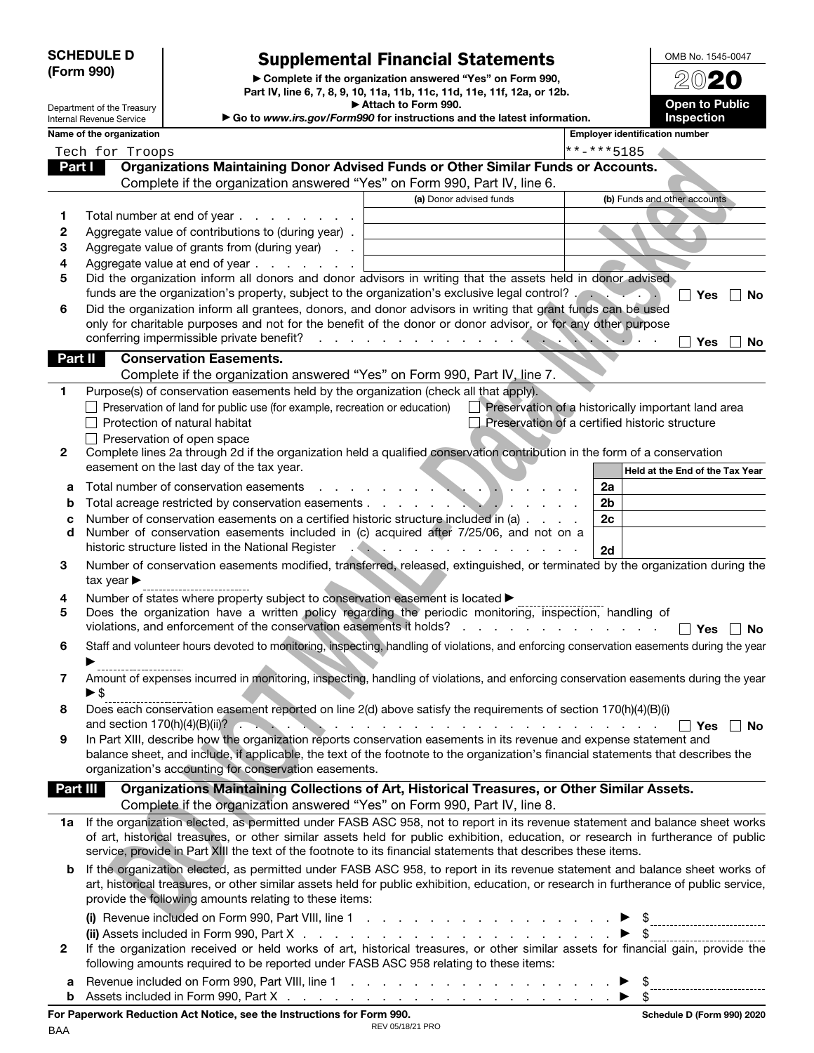**SCHEDULE D (Form 990)**

Department of the Treasury
Internal Revenue Service

# Supplemental Financial Statements

► Complete if the organization answered "Yes" on Form 990, Part IV, line 6, 7, 8, 9, 10, 11a, 11b, 11c, 11d, 11e, 11f, 12a, or 12b.
► Attach to Form 990.
► Go to *www.irs.gov/Form990* for instructions and the latest information.

OMB No. 1545-0047

**2020**

**Open to Public Inspection**

**Name of the organization:** Tech for Troops

**Employer identification number:** **-***5185

DO NOT MAIL - Data Masked

## Part I — Organizations Maintaining Donor Advised Funds or Other Similar Funds or Accounts.

Complete if the organization answered "Yes" on Form 990, Part IV, line 6.

| | | (a) Donor advised funds | (b) Funds and other accounts |
|---|---|---|---|
| 1 | Total number at end of year | | |
| 2 | Aggregate value of contributions to (during year) | | |
| 3 | Aggregate value of grants from (during year) | | |
| 4 | Aggregate value at end of year | | |

5 Did the organization inform all donors and donor advisors in writing that the assets held in donor advised funds are the organization's property, subject to the organization's exclusive legal control? ☐ Yes ☐ No

6 Did the organization inform all grantees, donors, and donor advisors in writing that grant funds can be used only for charitable purposes and not for the benefit of the donor or donor advisor, or for any other purpose conferring impermissible private benefit? ☐ Yes ☐ No

## Part II — Conservation Easements.

Complete if the organization answered "Yes" on Form 990, Part IV, line 7.

1 Purpose(s) of conservation easements held by the organization (check all that apply).

- ☐ Preservation of land for public use (for example, recreation or education)
- ☐ Preservation of a historically important land area
- ☐ Protection of natural habitat
- ☐ Preservation of a certified historic structure
- ☐ Preservation of open space

2 Complete lines 2a through 2d if the organization held a qualified conservation contribution in the form of a conservation easement on the last day of the tax year.

| | | | Held at the End of the Tax Year |
|---|---|---|---|
| a | Total number of conservation easements | 2a | |
| b | Total acreage restricted by conservation easements | 2b | |
| c | Number of conservation easements on a certified historic structure included in (a) | 2c | |
| d | Number of conservation easements included in (c) acquired after 7/25/06, and not on a historic structure listed in the National Register | 2d | |

3 Number of conservation easements modified, transferred, released, extinguished, or terminated by the organization during the tax year ► ____________

4 Number of states where property subject to conservation easement is located ► ____________

5 Does the organization have a written policy regarding the periodic monitoring, inspection, handling of violations, and enforcement of the conservation easements it holds? ☐ Yes ☐ No

6 Staff and volunteer hours devoted to monitoring, inspecting, handling of violations, and enforcing conservation easements during the year ► ____________

7 Amount of expenses incurred in monitoring, inspecting, handling of violations, and enforcing conservation easements during the year ► $ ____________

8 Does each conservation easement reported on line 2(d) above satisfy the requirements of section 170(h)(4)(B)(i) and section 170(h)(4)(B)(ii)? ☐ Yes ☐ No

9 In Part XIII, describe how the organization reports conservation easements in its revenue and expense statement and balance sheet, and include, if applicable, the text of the footnote to the organization's financial statements that describes the organization's accounting for conservation easements.

## Part III — Organizations Maintaining Collections of Art, Historical Treasures, or Other Similar Assets.

Complete if the organization answered "Yes" on Form 990, Part IV, line 8.

1a If the organization elected, as permitted under FASB ASC 958, not to report in its revenue statement and balance sheet works of art, historical treasures, or other similar assets held for public exhibition, education, or research in furtherance of public service, provide in Part XIII the text of the footnote to its financial statements that describes these items.

b If the organization elected, as permitted under FASB ASC 958, to report in its revenue statement and balance sheet works of art, historical treasures, or other similar assets held for public exhibition, education, or research in furtherance of public service, provide the following amounts relating to these items:

(i) Revenue included on Form 990, Part VIII, line 1 ► $ ____________

(ii) Assets included in Form 990, Part X ► $ ____________

2 If the organization received or held works of art, historical treasures, or other similar assets for financial gain, provide the following amounts required to be reported under FASB ASC 958 relating to these items:

a Revenue included on Form 990, Part VIII, line 1 ► $ ____________

b Assets included in Form 990, Part X ► $ ____________

**For Paperwork Reduction Act Notice, see the Instructions for Form 990.** **Schedule D (Form 990) 2020**

BAA REV 05/18/21 PRO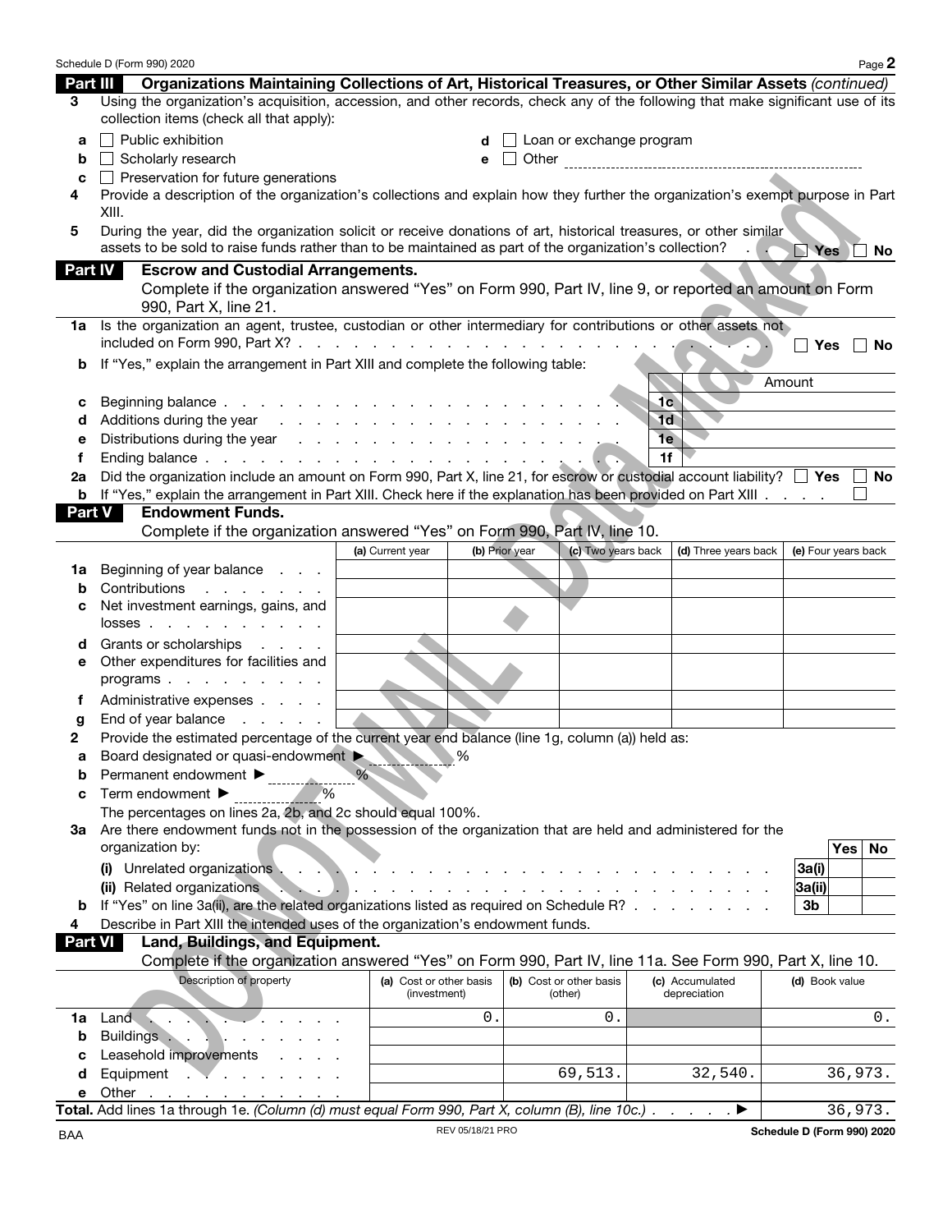Schedule D (Form 990) 2020 Page 2

**Part III Organizations Maintaining Collections of Art, Historical Treasures, or Other Similar Assets** *(continued)*

**3** Using the organization's acquisition, accession, and other records, check any of the following that make significant use of its collection items (check all that apply):

- **a** ☐ Public exhibition
- **b** ☐ Scholarly research
- **c** ☐ Preservation for future generations
- **d** ☐ Loan or exchange program
- **e** ☐ Other

**4** Provide a description of the organization's collections and explain how they further the organization's exempt purpose in Part XIII.

**5** During the year, did the organization solicit or receive donations of art, historical treasures, or other similar assets to be sold to raise funds rather than to be maintained as part of the organization's collection? ☐ Yes ☐ No

**Part IV Escrow and Custodial Arrangements.**

Complete if the organization answered "Yes" on Form 990, Part IV, line 9, or reported an amount on Form 990, Part X, line 21.

**1a** Is the organization an agent, trustee, custodian or other intermediary for contributions or other assets not included on Form 990, Part X? ☐ Yes ☐ No

**b** If "Yes," explain the arrangement in Part XIII and complete the following table:

| | | | Amount |
|---|---|---|---|
| **c** | Beginning balance | 1c | |
| **d** | Additions during the year | 1d | |
| **e** | Distributions during the year | 1e | |
| **f** | Ending balance | 1f | |

**2a** Did the organization include an amount on Form 990, Part X, line 21, for escrow or custodial account liability? ☐ Yes ☐ No

**b** If "Yes," explain the arrangement in Part XIII. Check here if the explanation has been provided on Part XIII ☐

**Part V Endowment Funds.**

Complete if the organization answered "Yes" on Form 990, Part IV, line 10.

| | | (a) Current year | (b) Prior year | (c) Two years back | (d) Three years back | (e) Four years back |
|---|---|---|---|---|---|---|
| **1a** | Beginning of year balance | | | | | |
| **b** | Contributions | | | | | |
| **c** | Net investment earnings, gains, and losses | | | | | |
| **d** | Grants or scholarships | | | | | |
| **e** | Other expenditures for facilities and programs | | | | | |
| **f** | Administrative expenses | | | | | |
| **g** | End of year balance | | | | | |

**2** Provide the estimated percentage of the current year end balance (line 1g, column (a)) held as:

- **a** Board designated or quasi-endowment ► ______ %
- **b** Permanent endowment ► ______ %
- **c** Term endowment ► ______ %

The percentages on lines 2a, 2b, and 2c should equal 100%.

**3a** Are there endowment funds not in the possession of the organization that are held and administered for the organization by:

| | | | Yes | No |
|---|---|---|---|---|
| | **(i)** Unrelated organizations | 3a(i) | | |
| | **(ii)** Related organizations | 3a(ii) | | |
| **b** | If "Yes" on line 3a(ii), are the related organizations listed as required on Schedule R? | 3b | | |

**4** Describe in Part XIII the intended uses of the organization's endowment funds.

**Part VI Land, Buildings, and Equipment.**

Complete if the organization answered "Yes" on Form 990, Part IV, line 11a. See Form 990, Part X, line 10.

| | Description of property | (a) Cost or other basis (investment) | (b) Cost or other basis (other) | (c) Accumulated depreciation | (d) Book value |
|---|---|---|---|---|---|
| **1a** | Land | 0. | 0. | | 0. |
| **b** | Buildings | | | | |
| **c** | Leasehold improvements | | | | |
| **d** | Equipment | | 69,513. | 32,540. | 36,973. |
| **e** | Other | | | | |

**Total.** Add lines 1a through 1e. *(Column (d) must equal Form 990, Part X, column (B), line 10c.)* ► 36,973.

BAA REV 05/18/21 PRO **Schedule D (Form 990) 2020**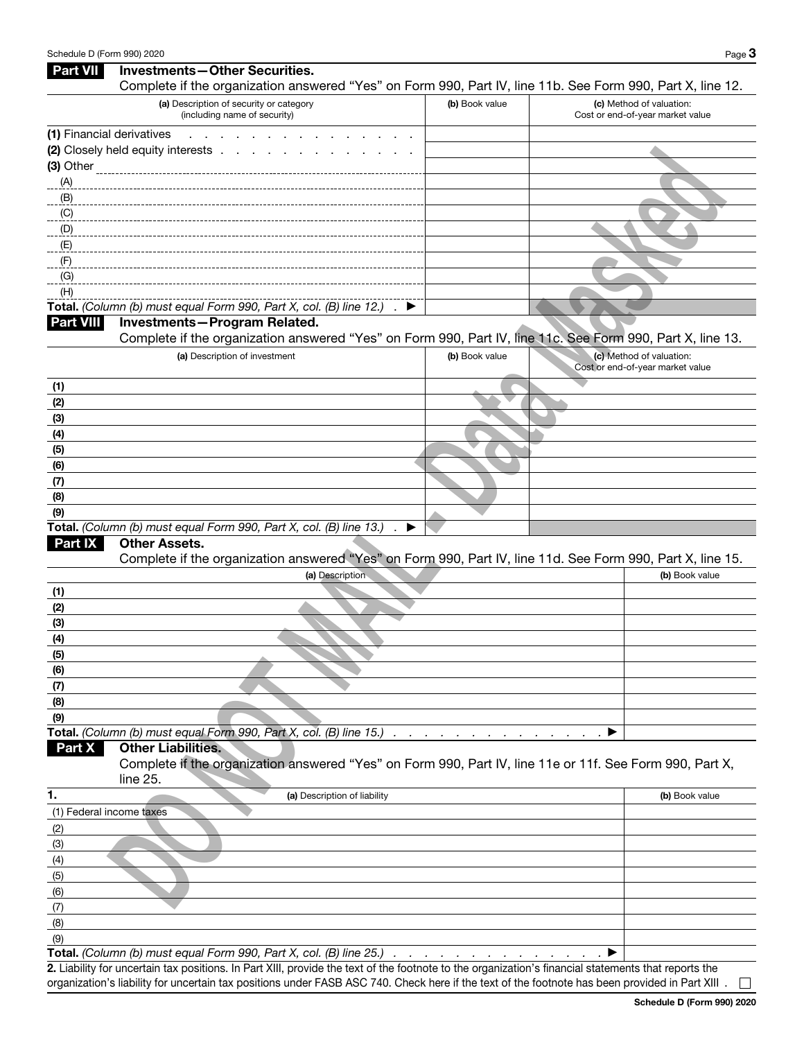## Part VII Investments—Other Securities.

Complete if the organization answered "Yes" on Form 990, Part IV, line 11b. See Form 990, Part X, line 12.

| (a) Description of security or category (including name of security) | (b) Book value | (c) Method of valuation: Cost or end-of-year market value |
|---|---|---|
| (1) Financial derivatives | | |
| (2) Closely held equity interests | | |
| (3) Other | | |
| (A) | | |
| (B) | | |
| (C) | | |
| (D) | | |
| (E) | | |
| (F) | | |
| (G) | | |
| (H) | | |
| **Total.** *(Column (b) must equal Form 990, Part X, col. (B) line 12.)* ▶ | | |

## Part VIII Investments—Program Related.

Complete if the organization answered "Yes" on Form 990, Part IV, line 11c. See Form 990, Part X, line 13.

| (a) Description of investment | (b) Book value | (c) Method of valuation: Cost or end-of-year market value |
|---|---|---|
| (1) | | |
| (2) | | |
| (3) | | |
| (4) | | |
| (5) | | |
| (6) | | |
| (7) | | |
| (8) | | |
| (9) | | |
| **Total.** *(Column (b) must equal Form 990, Part X, col. (B) line 13.)* ▶ | | |

## Part IX Other Assets.

Complete if the organization answered "Yes" on Form 990, Part IV, line 11d. See Form 990, Part X, line 15.

| (a) Description | (b) Book value |
|---|---|
| (1) | |
| (2) | |
| (3) | |
| (4) | |
| (5) | |
| (6) | |
| (7) | |
| (8) | |
| (9) | |
| **Total.** *(Column (b) must equal Form 990, Part X, col. (B) line 15.)* ▶ | |

## Part X Other Liabilities.

Complete if the organization answered "Yes" on Form 990, Part IV, line 11e or 11f. See Form 990, Part X, line 25.

| 1. (a) Description of liability | (b) Book value |
|---|---|
| (1) Federal income taxes | |
| (2) | |
| (3) | |
| (4) | |
| (5) | |
| (6) | |
| (7) | |
| (8) | |
| (9) | |
| **Total.** *(Column (b) must equal Form 990, Part X, col. (B) line 25.)* ▶ | |

**2.** Liability for uncertain tax positions. In Part XIII, provide the text of the footnote to the organization's financial statements that reports the organization's liability for uncertain tax positions under FASB ASC 740. Check here if the text of the footnote has been provided in Part XIII . ☐

**Schedule D (Form 990) 2020**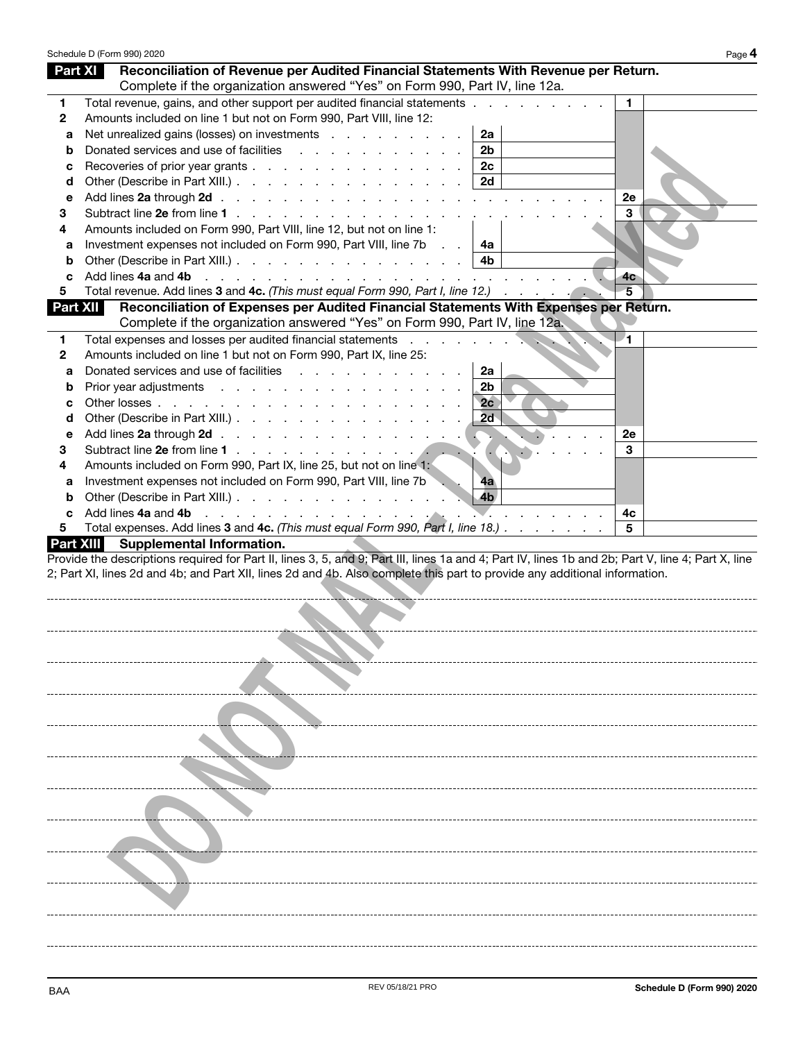## Part XI Reconciliation of Revenue per Audited Financial Statements With Revenue per Return.

Complete if the organization answered "Yes" on Form 990, Part IV, line 12a.

| | | | | | |
|---|---|---|---|---|---|
| **1** | Total revenue, gains, and other support per audited financial statements | | | 1 | |
| **2** | Amounts included on line 1 but not on Form 990, Part VIII, line 12: | | | | |
| **a** | Net unrealized gains (losses) on investments | 2a | | | |
| **b** | Donated services and use of facilities | 2b | | | |
| **c** | Recoveries of prior year grants | 2c | | | |
| **d** | Other (Describe in Part XIII.) | 2d | | | |
| **e** | Add lines **2a** through **2d** | | | 2e | |
| **3** | Subtract line **2e** from line **1** | | | 3 | |
| **4** | Amounts included on Form 990, Part VIII, line 12, but not on line 1: | | | | |
| **a** | Investment expenses not included on Form 990, Part VIII, line 7b | 4a | | | |
| **b** | Other (Describe in Part XIII.) | 4b | | | |
| **c** | Add lines **4a** and **4b** | | | 4c | |
| **5** | Total revenue. Add lines **3** and **4c.** *(This must equal Form 990, Part I, line 12.)* | | | 5 | |

## Part XII Reconciliation of Expenses per Audited Financial Statements With Expenses per Return.

Complete if the organization answered "Yes" on Form 990, Part IV, line 12a.

| | | | | | |
|---|---|---|---|---|---|
| **1** | Total expenses and losses per audited financial statements | | | 1 | |
| **2** | Amounts included on line 1 but not on Form 990, Part IX, line 25: | | | | |
| **a** | Donated services and use of facilities | 2a | | | |
| **b** | Prior year adjustments | 2b | | | |
| **c** | Other losses | 2c | | | |
| **d** | Other (Describe in Part XIII.) | 2d | | | |
| **e** | Add lines **2a** through **2d** | | | 2e | |
| **3** | Subtract line **2e** from line **1** | | | 3 | |
| **4** | Amounts included on Form 990, Part IX, line 25, but not on line 1: | | | | |
| **a** | Investment expenses not included on Form 990, Part VIII, line 7b | 4a | | | |
| **b** | Other (Describe in Part XIII.) | 4b | | | |
| **c** | Add lines **4a** and **4b** | | | 4c | |
| **5** | Total expenses. Add lines **3** and **4c.** *(This must equal Form 990, Part I, line 18.)* | | | 5 | |

## Part XIII Supplemental Information.

Provide the descriptions required for Part II, lines 3, 5, and 9; Part III, lines 1a and 4; Part IV, lines 1b and 2b; Part V, line 4; Part X, line 2; Part XI, lines 2d and 4b; and Part XII, lines 2d and 4b. Also complete this part to provide any additional information.

DO NOT MAIL - Data Masked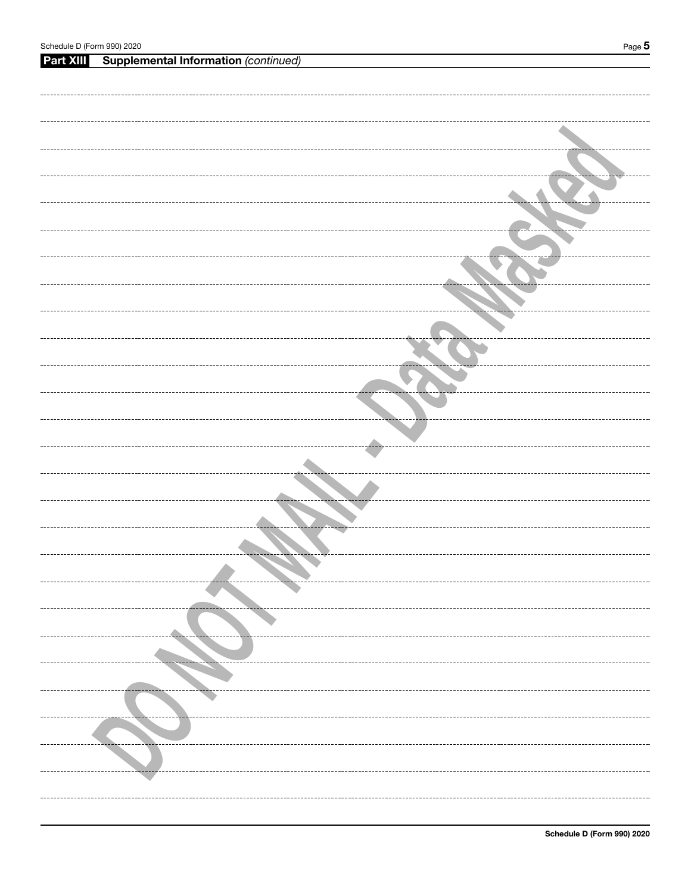**Part XIII** **Supplemental Information** *(continued)*

DO NOT MAIL - Data Masked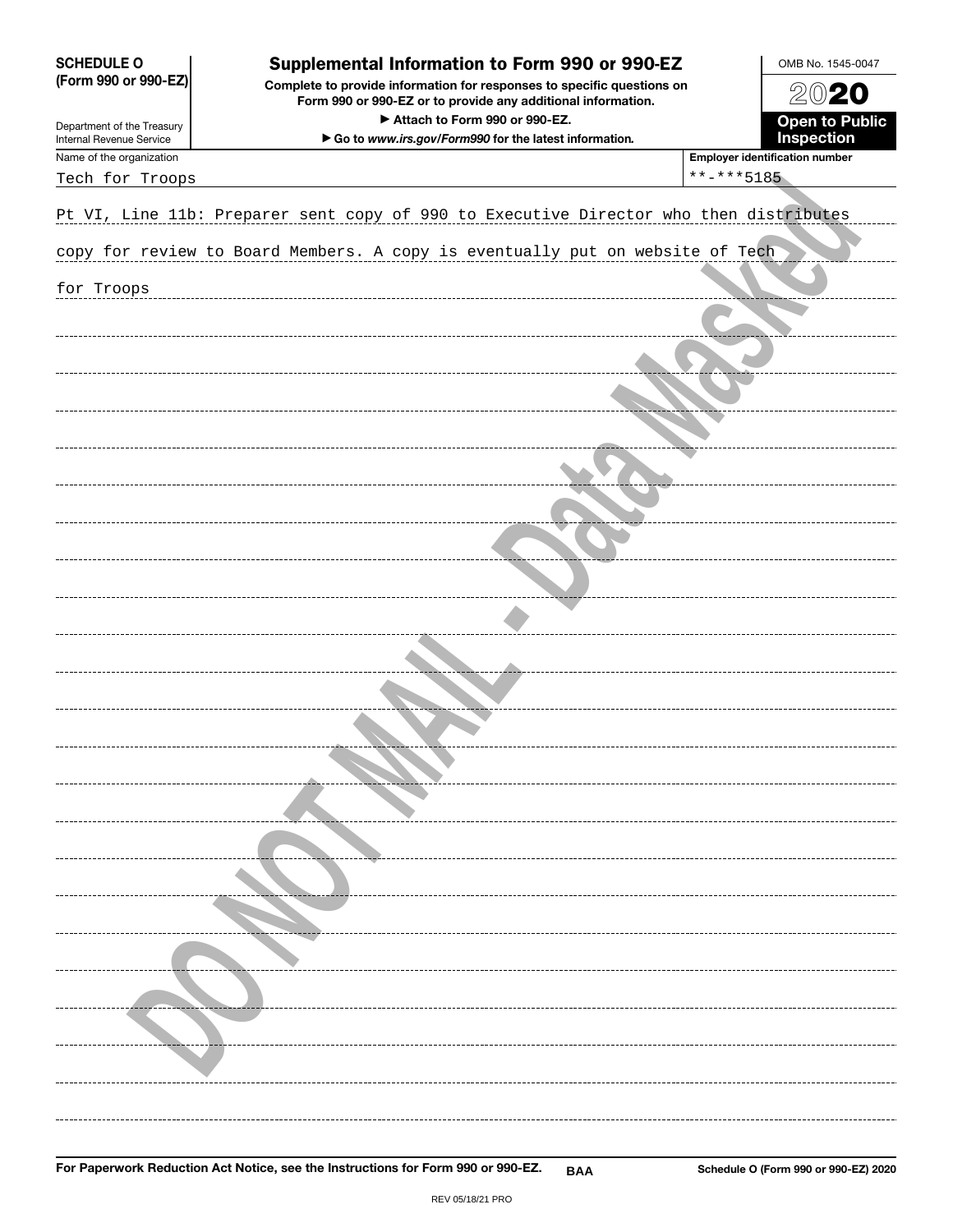**SCHEDULE O (Form 990 or 990-EZ)**

Department of the Treasury
Internal Revenue Service

# Supplemental Information to Form 990 or 990-EZ

**Complete to provide information for responses to specific questions on Form 990 or 990-EZ or to provide any additional information.**

**▶ Attach to Form 990 or 990-EZ.**

**▶ Go to *www.irs.gov/Form990* for the latest information.**

OMB No. 1545-0047

**2020**

**Open to Public Inspection**

| Name of the organization | Employer identification number |
| --- | --- |
| Tech for Troops | **-***5185 |

Pt VI, Line 11b: Preparer sent copy of 990 to Executive Director who then distributes copy for review to Board Members. A copy is eventually put on website of Tech for Troops

**For Paperwork Reduction Act Notice, see the Instructions for Form 990 or 990-EZ.** BAA **Schedule O (Form 990 or 990-EZ) 2020**

REV 05/18/21 PRO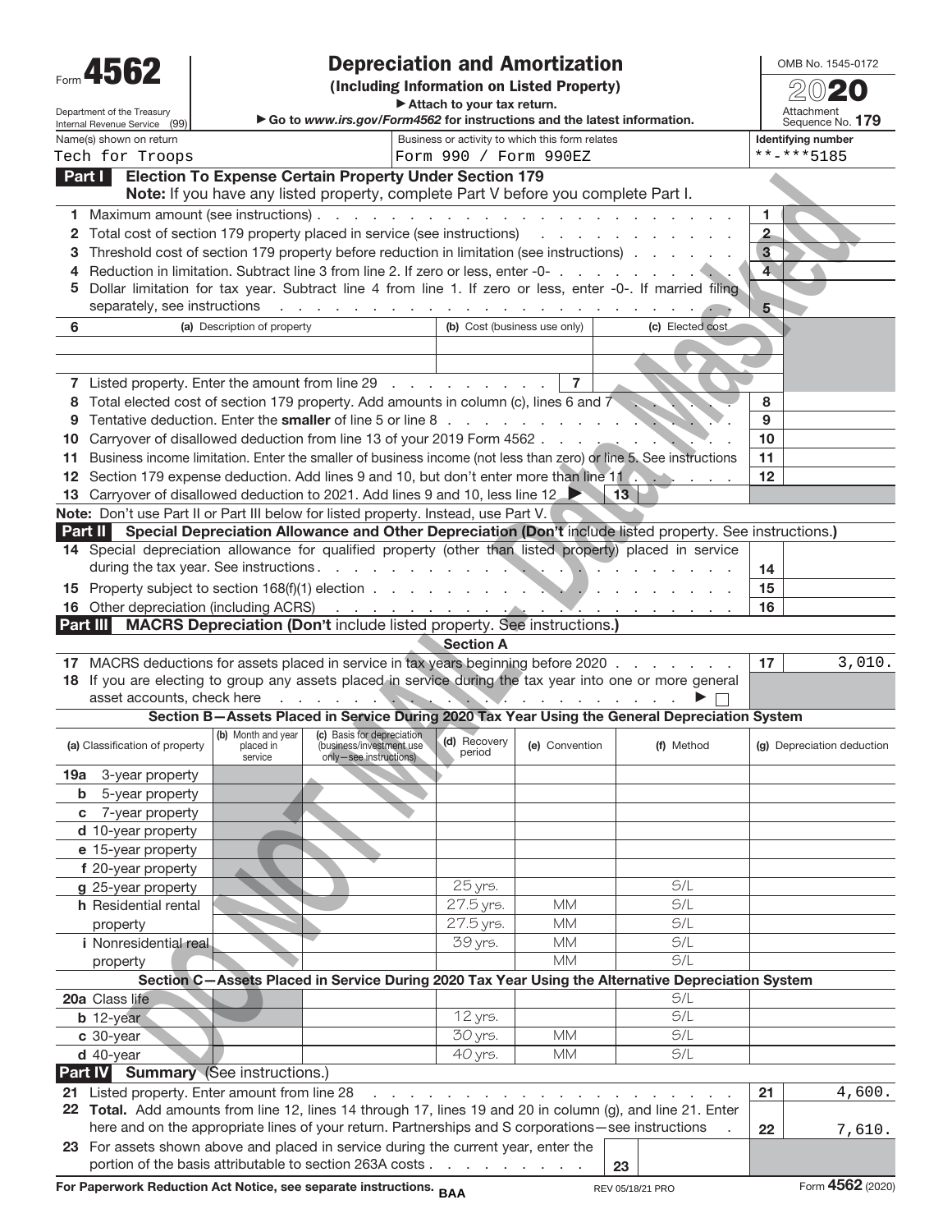# Form 4562 — Depreciation and Amortization (Including Information on Listed Property)

OMB No. 1545-0172 — 2020

Department of the Treasury, Internal Revenue Service (99)

▶ Attach to your tax return.
▶ Go to *www.irs.gov/Form4562* for instructions and the latest information.

Attachment Sequence No. **179**

| Name(s) shown on return | Business or activity to which this form relates | Identifying number |
|---|---|---|
| Tech for Troops | Form 990 / Form 990EZ | \*\*-\*\*\*5185 |

DO NOT MAIL: Data Masked

## Part I — Election To Expense Certain Property Under Section 179

**Note:** If you have any listed property, complete Part V before you complete Part I.

| Line | Description | No. | Amount |
|---|---|---|---|
| 1 | Maximum amount (see instructions) | 1 | |
| 2 | Total cost of section 179 property placed in service (see instructions) | 2 | |
| 3 | Threshold cost of section 179 property before reduction in limitation (see instructions) | 3 | |
| 4 | Reduction in limitation. Subtract line 3 from line 2. If zero or less, enter -0- | 4 | |
| 5 | Dollar limitation for tax year. Subtract line 4 from line 1. If zero or less, enter -0-. If married filing separately, see instructions | 5 | |

| 6 | (a) Description of property | (b) Cost (business use only) | (c) Elected cost |
|---|---|---|---|
| | | | |
| | | | |

| Line | Description | No. | Amount |
|---|---|---|---|
| 7 | Listed property. Enter the amount from line 29 | 7 | |
| 8 | Total elected cost of section 179 property. Add amounts in column (c), lines 6 and 7 | 8 | |
| 9 | Tentative deduction. Enter the **smaller** of line 5 or line 8 | 9 | |
| 10 | Carryover of disallowed deduction from line 13 of your 2019 Form 4562 | 10 | |
| 11 | Business income limitation. Enter the smaller of business income (not less than zero) or line 5. See instructions | 11 | |
| 12 | Section 179 expense deduction. Add lines 9 and 10, but don't enter more than line 11 | 12 | |
| 13 | Carryover of disallowed deduction to 2021. Add lines 9 and 10, less line 12 ▶ | 13 | |

**Note:** Don't use Part II or Part III below for listed property. Instead, use Part V.

## Part II — Special Depreciation Allowance and Other Depreciation (Don't include listed property. See instructions.)

| Line | Description | No. | Amount |
|---|---|---|---|
| 14 | Special depreciation allowance for qualified property (other than listed property) placed in service during the tax year. See instructions | 14 | |
| 15 | Property subject to section 168(f)(1) election | 15 | |
| 16 | Other depreciation (including ACRS) | 16 | |

## Part III — MACRS Depreciation (Don't include listed property. See instructions.)

### Section A

| Line | Description | No. | Amount |
|---|---|---|---|
| 17 | MACRS deductions for assets placed in service in tax years beginning before 2020 | 17 | 3,010. |
| 18 | If you are electing to group any assets placed in service during the tax year into one or more general asset accounts, check here ▶ ☐ | | |

### Section B—Assets Placed in Service During 2020 Tax Year Using the General Depreciation System

| (a) Classification of property | (b) Month and year placed in service | (c) Basis for depreciation (business/investment use only—see instructions) | (d) Recovery period | (e) Convention | (f) Method | (g) Depreciation deduction |
|---|---|---|---|---|---|---|
| 19a 3-year property | | | | | | |
| b 5-year property | | | | | | |
| c 7-year property | | | | | | |
| d 10-year property | | | | | | |
| e 15-year property | | | | | | |
| f 20-year property | | | | | | |
| g 25-year property | | | 25 yrs. | | S/L | |
| h Residential rental property | | | 27.5 yrs. | MM | S/L | |
| | | | 27.5 yrs. | MM | S/L | |
| i Nonresidential real property | | | 39 yrs. | MM | S/L | |
| | | | | MM | S/L | |

### Section C—Assets Placed in Service During 2020 Tax Year Using the Alternative Depreciation System

| (a) Classification of property | (b) Month and year placed in service | (c) Basis for depreciation | (d) Recovery period | (e) Convention | (f) Method | (g) Depreciation deduction |
|---|---|---|---|---|---|---|
| 20a Class life | | | | | S/L | |
| b 12-year | | | 12 yrs. | | S/L | |
| c 30-year | | | 30 yrs. | MM | S/L | |
| d 40-year | | | 40 yrs. | MM | S/L | |

## Part IV — Summary (See instructions.)

| Line | Description | No. | Amount |
|---|---|---|---|
| 21 | Listed property. Enter amount from line 28 | 21 | 4,600. |
| 22 | **Total.** Add amounts from line 12, lines 14 through 17, lines 19 and 20 in column (g), and line 21. Enter here and on the appropriate lines of your return. Partnerships and S corporations—see instructions | 22 | 7,610. |
| 23 | For assets shown above and placed in service during the current year, enter the portion of the basis attributable to section 263A costs | 23 | |

**For Paperwork Reduction Act Notice, see separate instructions.** BAA — REV 05/18/21 PRO — Form **4562** (2020)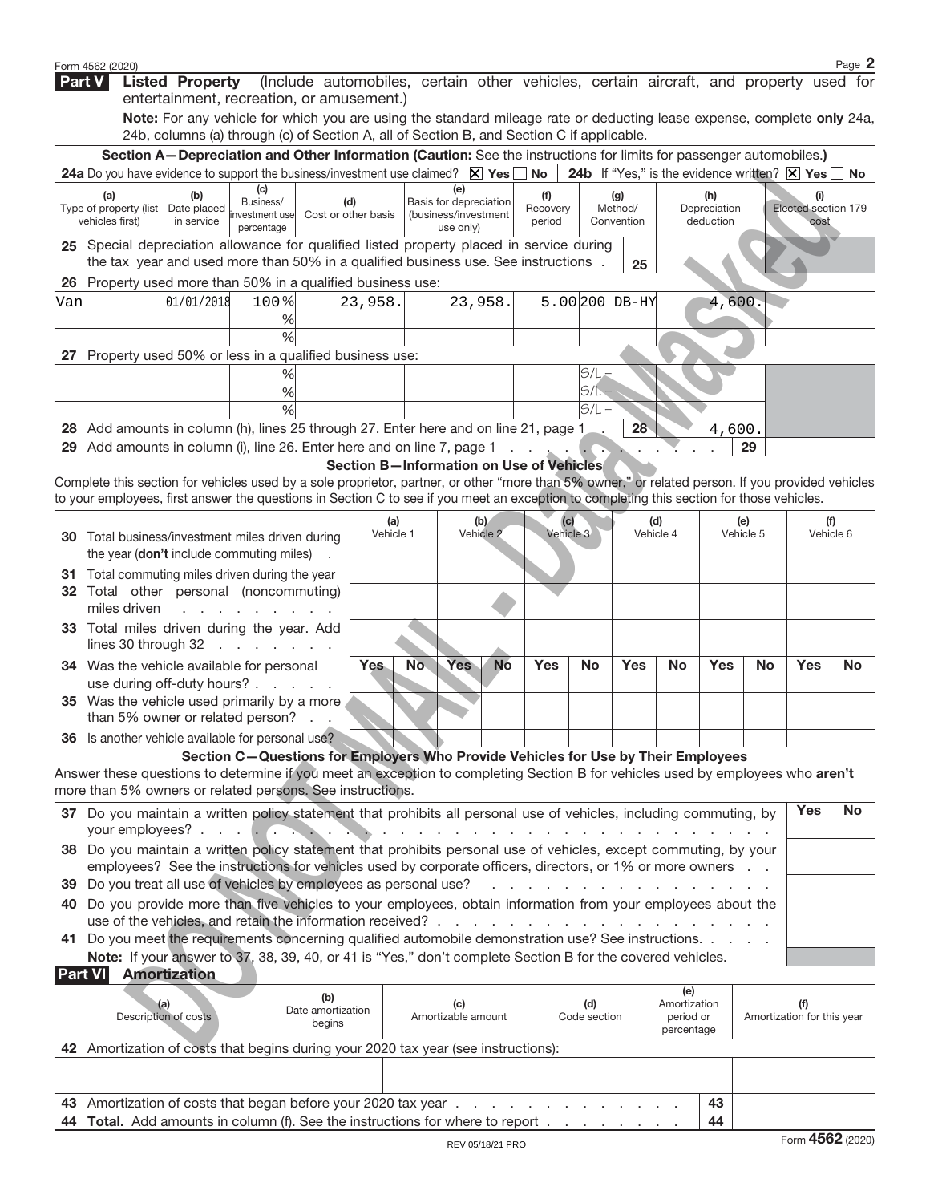Form 4562 (2020) Page 2

## Part V Listed Property (Include automobiles, certain other vehicles, certain aircraft, and property used for entertainment, recreation, or amusement.)

**Note:** For any vehicle for which you are using the standard mileage rate or deducting lease expense, complete **only** 24a, 24b, columns (a) through (c) of Section A, all of Section B, and Section C if applicable.

### Section A—Depreciation and Other Information (Caution: See the instructions for limits for passenger automobiles.)

**24a** Do you have evidence to support the business/investment use claimed? ☒ Yes ☐ No **24b** If "Yes," is the evidence written? ☒ Yes ☐ No

| (a) Type of property (list vehicles first) | (b) Date placed in service | (c) Business/investment use percentage | (d) Cost or other basis | (e) Basis for depreciation (business/investment use only) | (f) Recovery period | (g) Method/Convention | (h) Depreciation deduction | (i) Elected section 179 cost |
|---|---|---|---|---|---|---|---|---|
| **25** Special depreciation allowance for qualified listed property placed in service during the tax year and used more than 50% in a qualified business use. See instructions . . . **25** | | | | | | | | |
| **26** Property used more than 50% in a qualified business use: | | | | | | | | |
| Van | 01/01/2018 | 100% | 23,958. | 23,958. | 5.00 | 200 DB-HY | 4,600. | |
| | | % | | | | | | |
| | | % | | | | | | |
| **27** Property used 50% or less in a qualified business use: | | | | | | | | |
| | | % | | | | S/L – | | |
| | | % | | | | S/L – | | |
| | | % | | | | S/L – | | |
| **28** Add amounts in column (h), lines 25 through 27. Enter here and on line 21, page 1 . . **28** | | | | | | | 4,600. | |
| **29** Add amounts in column (i), line 26. Enter here and on line 7, page 1 . . . **29** | | | | | | | | |

### Section B—Information on Use of Vehicles

Complete this section for vehicles used by a sole proprietor, partner, or other "more than 5% owner," or related person. If you provided vehicles to your employees, first answer the questions in Section C to see if you meet an exception to completing this section for those vehicles.

| | (a) Vehicle 1 | | (b) Vehicle 2 | | (c) Vehicle 3 | | (d) Vehicle 4 | | (e) Vehicle 5 | | (f) Vehicle 6 | |
|---|---|---|---|---|---|---|---|---|---|---|---|---|
| **30** Total business/investment miles driven during the year (**don't** include commuting miles) | | | | | | | | | | | | |
| **31** Total commuting miles driven during the year | | | | | | | | | | | | |
| **32** Total other personal (noncommuting) miles driven | | | | | | | | | | | | |
| **33** Total miles driven during the year. Add lines 30 through 32 | | | | | | | | | | | | |
| | Yes | No | Yes | No | Yes | No | Yes | No | Yes | No | Yes | No |
| **34** Was the vehicle available for personal use during off-duty hours? | | | | | | | | | | | | |
| **35** Was the vehicle used primarily by a more than 5% owner or related person? | | | | | | | | | | | | |
| **36** Is another vehicle available for personal use? | | | | | | | | | | | | |

### Section C—Questions for Employers Who Provide Vehicles for Use by Their Employees

Answer these questions to determine if you meet an exception to completing Section B for vehicles used by employees who **aren't** more than 5% owners or related persons. See instructions.

| | Yes | No |
|---|---|---|
| **37** Do you maintain a written policy statement that prohibits all personal use of vehicles, including commuting, by your employees? | | |
| **38** Do you maintain a written policy statement that prohibits personal use of vehicles, except commuting, by your employees? See the instructions for vehicles used by corporate officers, directors, or 1% or more owners | | |
| **39** Do you treat all use of vehicles by employees as personal use? | | |
| **40** Do you provide more than five vehicles to your employees, obtain information from your employees about the use of the vehicles, and retain the information received? | | |
| **41** Do you meet the requirements concerning qualified automobile demonstration use? See instructions. | | |

**Note:** If your answer to 37, 38, 39, 40, or 41 is "Yes," don't complete Section B for the covered vehicles.

## Part VI Amortization

| (a) Description of costs | (b) Date amortization begins | (c) Amortizable amount | (d) Code section | (e) Amortization period or percentage | (f) Amortization for this year |
|---|---|---|---|---|---|
| **42** Amortization of costs that begins during your 2020 tax year (see instructions): | | | | | |
| | | | | | |
| | | | | | |
| **43** Amortization of costs that began before your 2020 tax year . . . **43** | | | | | |
| **44** **Total.** Add amounts in column (f). See the instructions for where to report . . . **44** | | | | | |

REV 05/18/21 PRO

Form **4562** (2020)